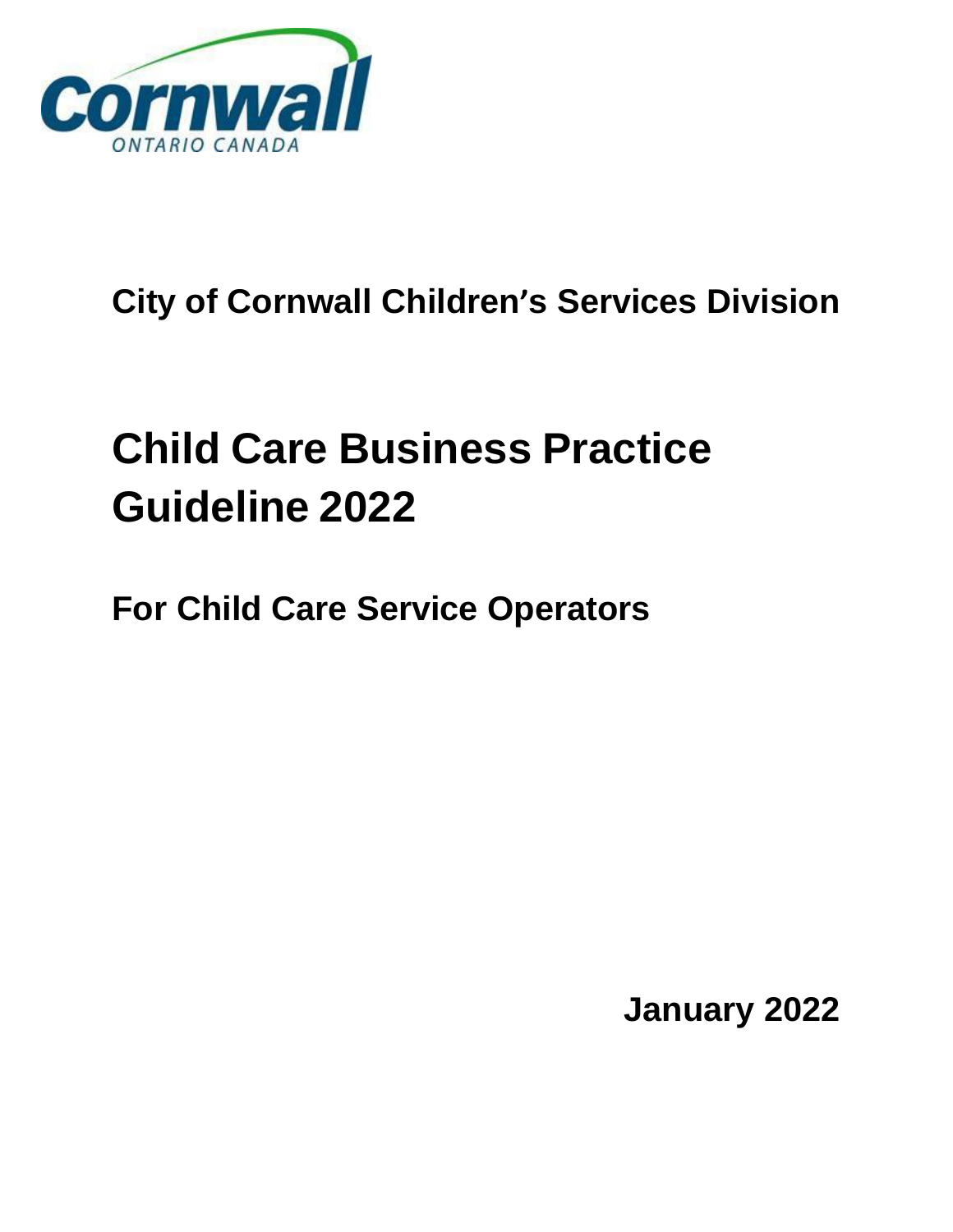City of Cornwall Children's Services Division

# Child Care Business Practice Guideline 2022

## For Child Care Service Operators

January 2022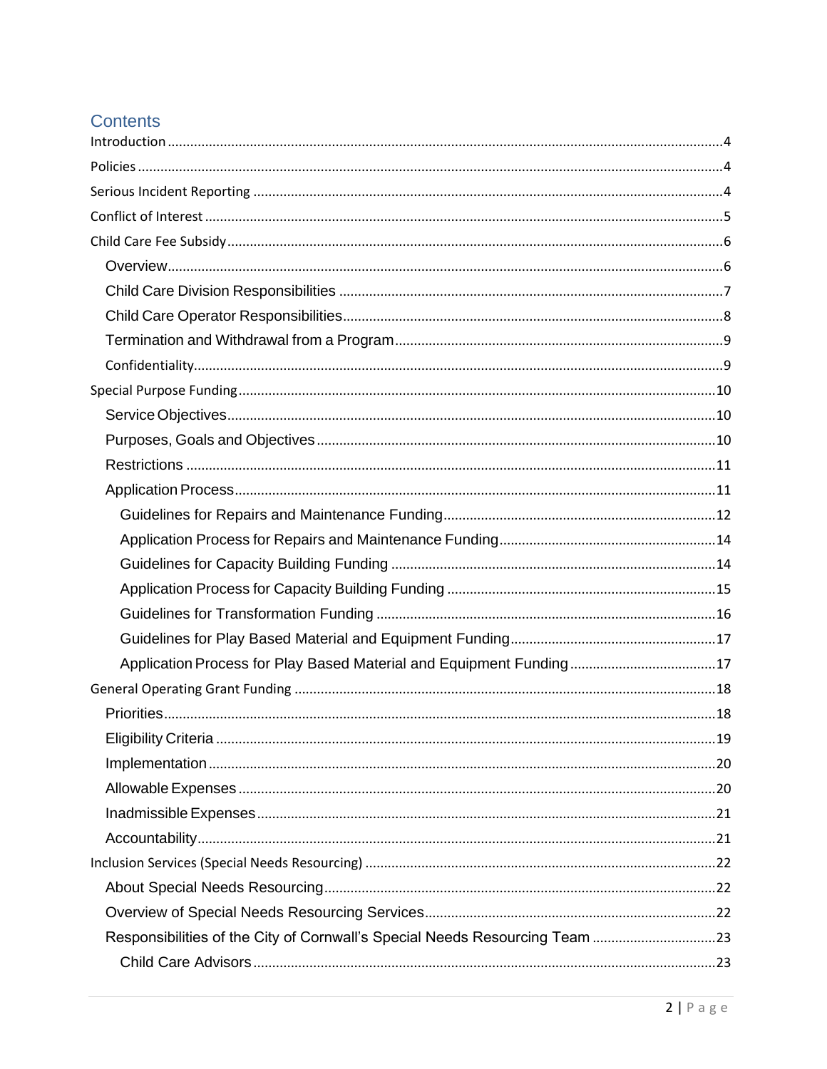# Contents

- Introduction ... 4
- Policies ... 4
- Serious Incident Reporting ... 4
- Conflict of Interest ... 5
- Child Care Fee Subsidy ... 6
  - Overview ... 6
  - Child Care Division Responsibilities ... 7
  - Child Care Operator Responsibilities ... 8
  - Termination and Withdrawal from a Program ... 9
  - Confidentiality ... 9
- Special Purpose Funding ... 10
  - Service Objectives ... 10
  - Purposes, Goals and Objectives ... 10
  - Restrictions ... 11
  - Application Process ... 11
    - Guidelines for Repairs and Maintenance Funding ... 12
    - Application Process for Repairs and Maintenance Funding ... 14
    - Guidelines for Capacity Building Funding ... 14
    - Application Process for Capacity Building Funding ... 15
    - Guidelines for Transformation Funding ... 16
    - Guidelines for Play Based Material and Equipment Funding ... 17
    - Application Process for Play Based Material and Equipment Funding ... 17
- General Operating Grant Funding ... 18
  - Priorities ... 18
  - Eligibility Criteria ... 19
  - Implementation ... 20
  - Allowable Expenses ... 20
  - Inadmissible Expenses ... 21
  - Accountability ... 21
- Inclusion Services (Special Needs Resourcing) ... 22
  - About Special Needs Resourcing ... 22
  - Overview of Special Needs Resourcing Services ... 22
  - Responsibilities of the City of Cornwall's Special Needs Resourcing Team ... 23
    - Child Care Advisors ... 23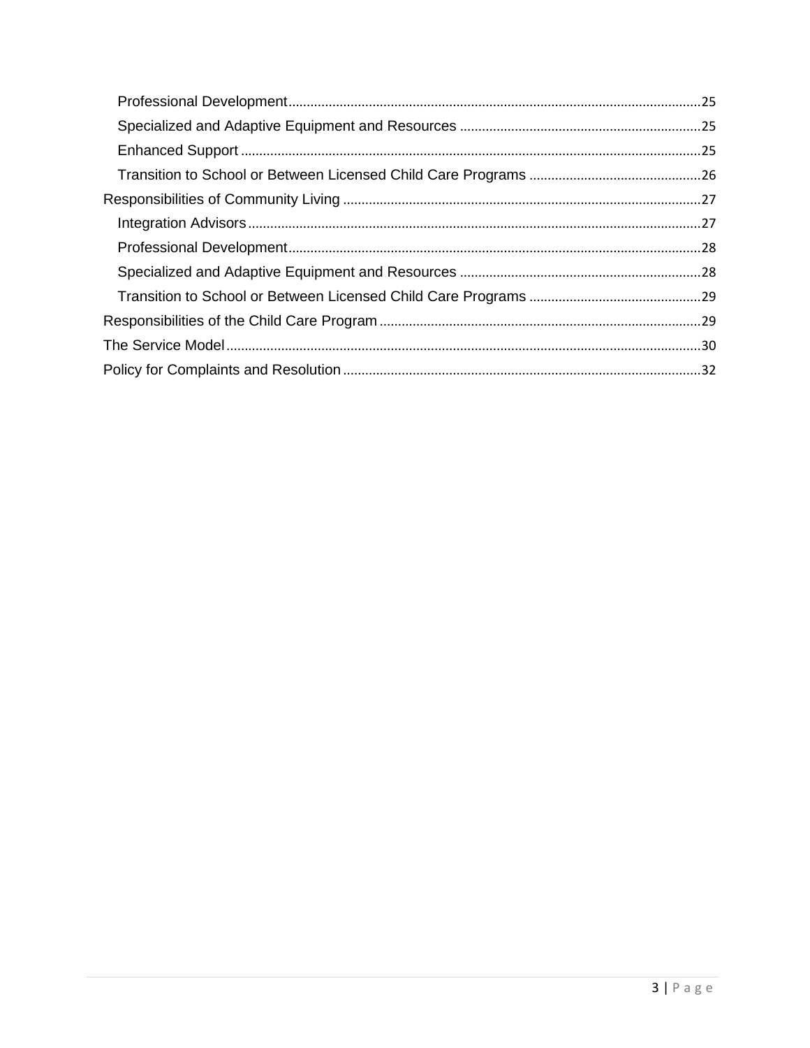- Professional Development ..... 25
- Specialized and Adaptive Equipment and Resources ..... 25
- Enhanced Support ..... 25
- Transition to School or Between Licensed Child Care Programs ..... 26

Responsibilities of Community Living ..... 27

- Integration Advisors ..... 27
- Professional Development ..... 28
- Specialized and Adaptive Equipment and Resources ..... 28
- Transition to School or Between Licensed Child Care Programs ..... 29

Responsibilities of the Child Care Program ..... 29

The Service Model ..... 30

Policy for Complaints and Resolution ..... 32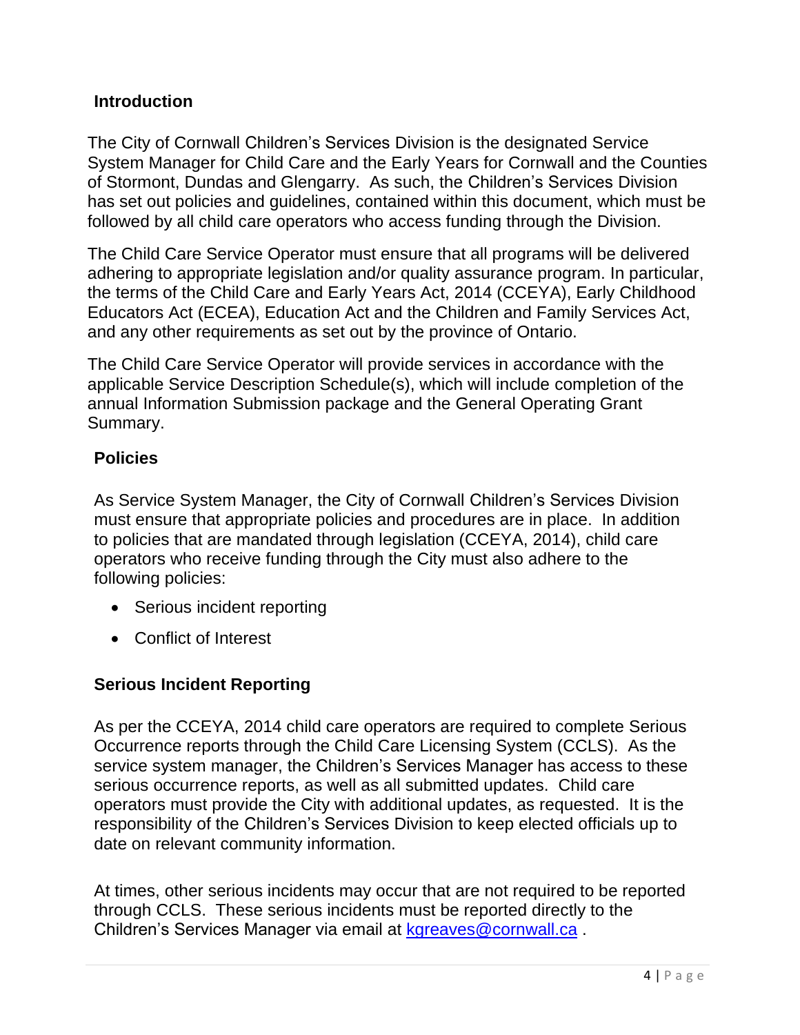## Introduction

The City of Cornwall Children's Services Division is the designated Service System Manager for Child Care and the Early Years for Cornwall and the Counties of Stormont, Dundas and Glengarry. As such, the Children's Services Division has set out policies and guidelines, contained within this document, which must be followed by all child care operators who access funding through the Division.

The Child Care Service Operator must ensure that all programs will be delivered adhering to appropriate legislation and/or quality assurance program. In particular, the terms of the Child Care and Early Years Act, 2014 (CCEYA), Early Childhood Educators Act (ECEA), Education Act and the Children and Family Services Act, and any other requirements as set out by the province of Ontario.

The Child Care Service Operator will provide services in accordance with the applicable Service Description Schedule(s), which will include completion of the annual Information Submission package and the General Operating Grant Summary.

## Policies

As Service System Manager, the City of Cornwall Children's Services Division must ensure that appropriate policies and procedures are in place. In addition to policies that are mandated through legislation (CCEYA, 2014), child care operators who receive funding through the City must also adhere to the following policies:

- Serious incident reporting
- Conflict of Interest

## Serious Incident Reporting

As per the CCEYA, 2014 child care operators are required to complete Serious Occurrence reports through the Child Care Licensing System (CCLS). As the service system manager, the Children's Services Manager has access to these serious occurrence reports, as well as all submitted updates. Child care operators must provide the City with additional updates, as requested. It is the responsibility of the Children's Services Division to keep elected officials up to date on relevant community information.

At times, other serious incidents may occur that are not required to be reported through CCLS. These serious incidents must be reported directly to the Children's Services Manager via email at kgreaves@cornwall.ca .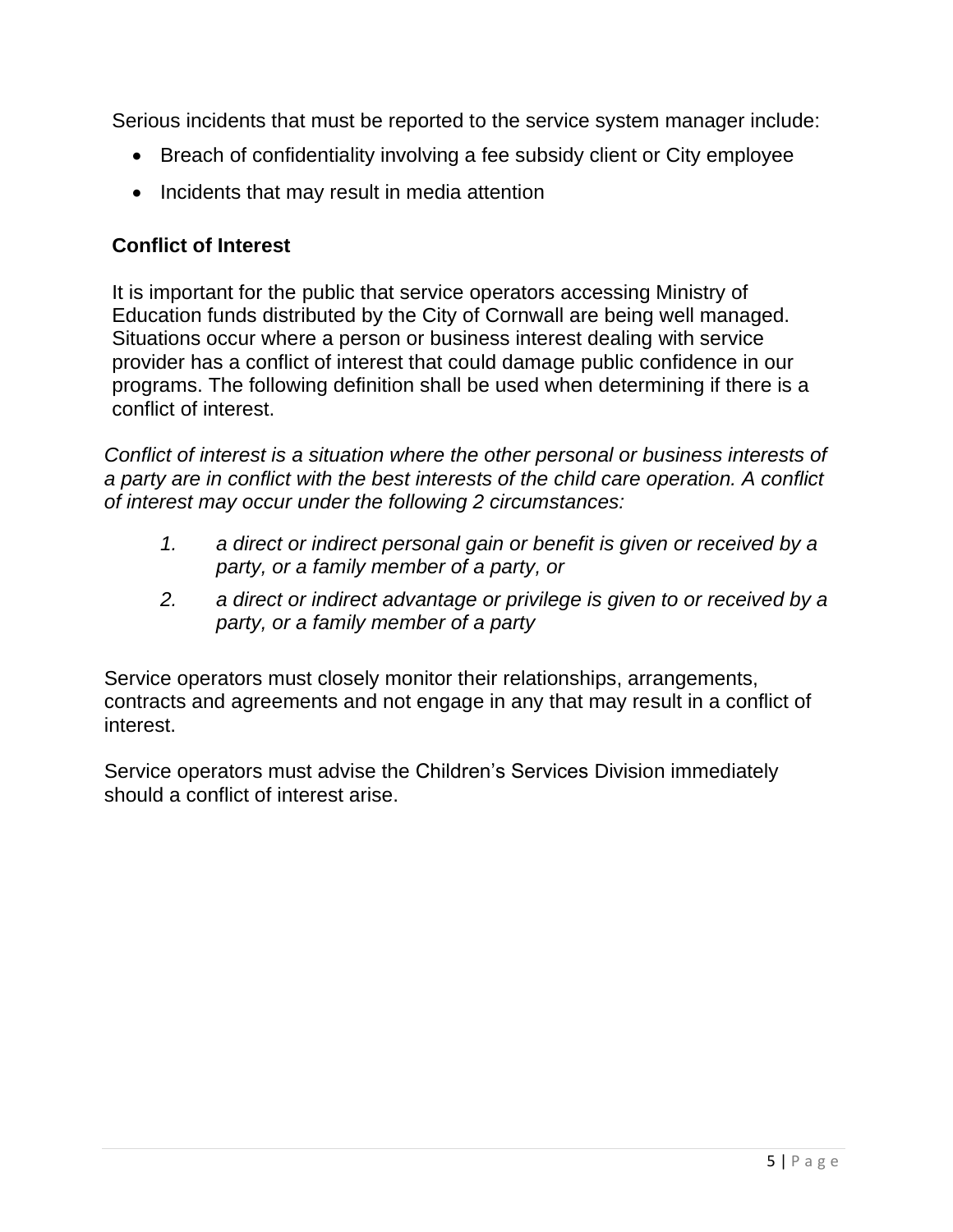Serious incidents that must be reported to the service system manager include:

- Breach of confidentiality involving a fee subsidy client or City employee
- Incidents that may result in media attention

**Conflict of Interest**

It is important for the public that service operators accessing Ministry of Education funds distributed by the City of Cornwall are being well managed. Situations occur where a person or business interest dealing with service provider has a conflict of interest that could damage public confidence in our programs. The following definition shall be used when determining if there is a conflict of interest.

*Conflict of interest is a situation where the other personal or business interests of a party are in conflict with the best interests of the child care operation. A conflict of interest may occur under the following 2 circumstances:*

1. *a direct or indirect personal gain or benefit is given or received by a party, or a family member of a party, or*
2. *a direct or indirect advantage or privilege is given to or received by a party, or a family member of a party*

Service operators must closely monitor their relationships, arrangements, contracts and agreements and not engage in any that may result in a conflict of interest.

Service operators must advise the Children's Services Division immediately should a conflict of interest arise.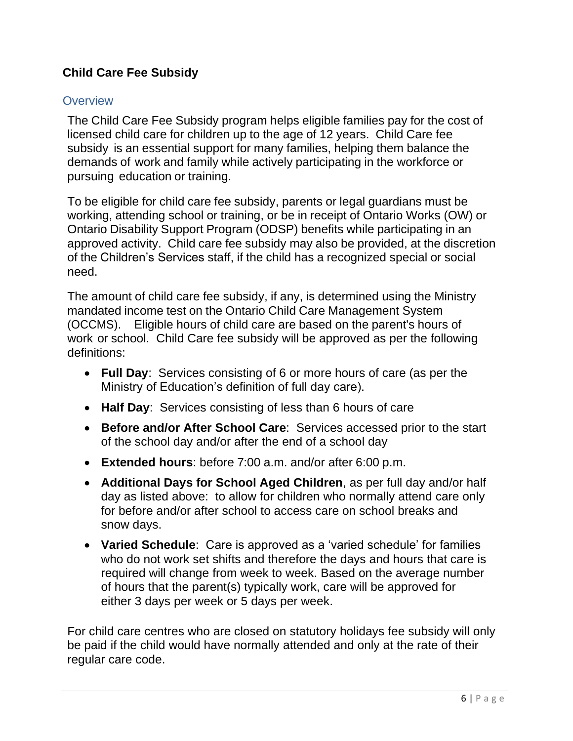## Child Care Fee Subsidy

### Overview

The Child Care Fee Subsidy program helps eligible families pay for the cost of licensed child care for children up to the age of 12 years. Child Care fee subsidy is an essential support for many families, helping them balance the demands of work and family while actively participating in the workforce or pursuing education or training.

To be eligible for child care fee subsidy, parents or legal guardians must be working, attending school or training, or be in receipt of Ontario Works (OW) or Ontario Disability Support Program (ODSP) benefits while participating in an approved activity. Child care fee subsidy may also be provided, at the discretion of the Children's Services staff, if the child has a recognized special or social need.

The amount of child care fee subsidy, if any, is determined using the Ministry mandated income test on the Ontario Child Care Management System (OCCMS). Eligible hours of child care are based on the parent's hours of work or school. Child Care fee subsidy will be approved as per the following definitions:

- **Full Day**: Services consisting of 6 or more hours of care (as per the Ministry of Education's definition of full day care).
- **Half Day**: Services consisting of less than 6 hours of care
- **Before and/or After School Care**: Services accessed prior to the start of the school day and/or after the end of a school day
- **Extended hours**: before 7:00 a.m. and/or after 6:00 p.m.
- **Additional Days for School Aged Children**, as per full day and/or half day as listed above: to allow for children who normally attend care only for before and/or after school to access care on school breaks and snow days.
- **Varied Schedule**: Care is approved as a 'varied schedule' for families who do not work set shifts and therefore the days and hours that care is required will change from week to week. Based on the average number of hours that the parent(s) typically work, care will be approved for either 3 days per week or 5 days per week.

For child care centres who are closed on statutory holidays fee subsidy will only be paid if the child would have normally attended and only at the rate of their regular care code.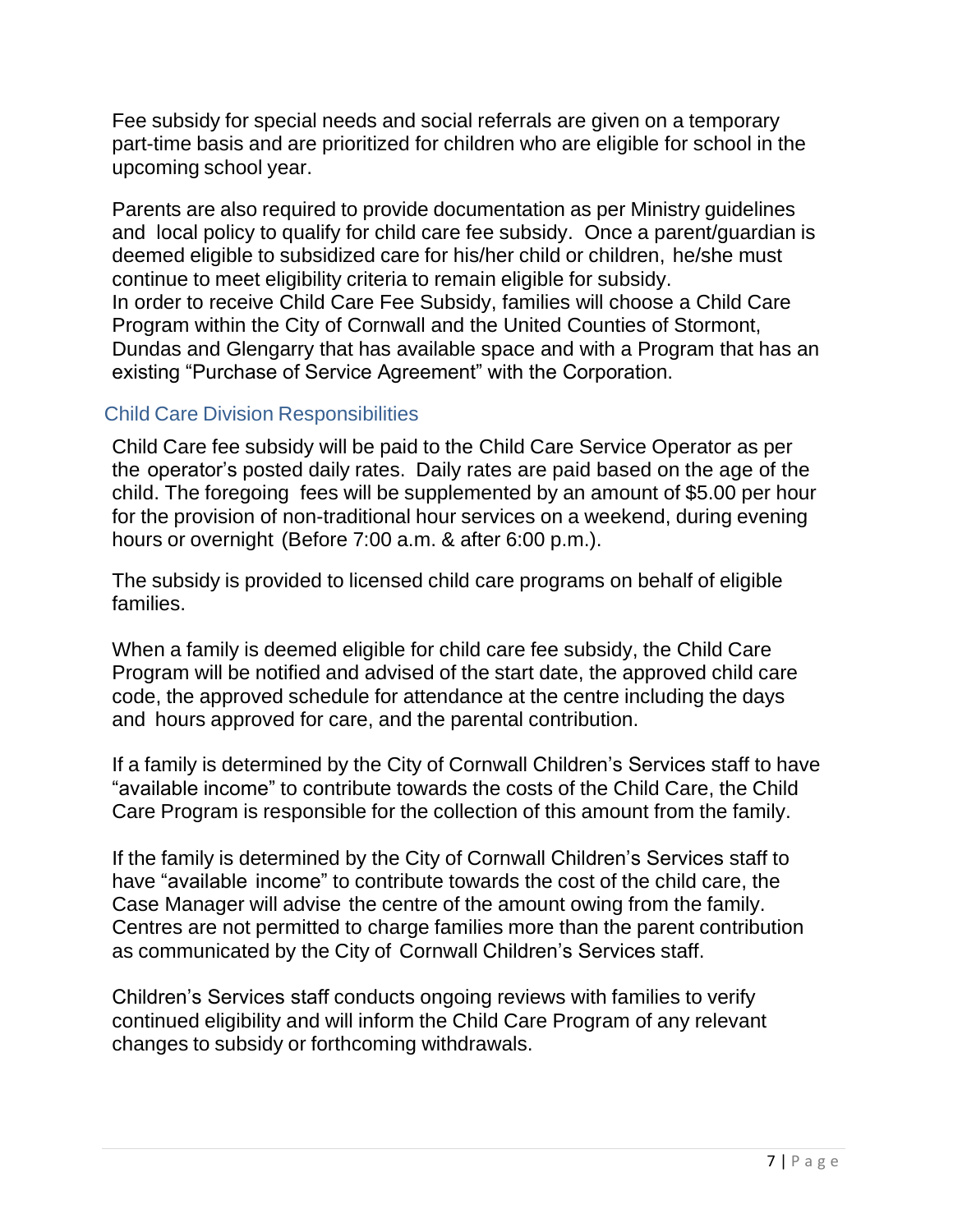Fee subsidy for special needs and social referrals are given on a temporary part-time basis and are prioritized for children who are eligible for school in the upcoming school year.

Parents are also required to provide documentation as per Ministry guidelines and local policy to qualify for child care fee subsidy. Once a parent/guardian is deemed eligible to subsidized care for his/her child or children, he/she must continue to meet eligibility criteria to remain eligible for subsidy.
In order to receive Child Care Fee Subsidy, families will choose a Child Care Program within the City of Cornwall and the United Counties of Stormont, Dundas and Glengarry that has available space and with a Program that has an existing "Purchase of Service Agreement" with the Corporation.

## Child Care Division Responsibilities

Child Care fee subsidy will be paid to the Child Care Service Operator as per the operator's posted daily rates. Daily rates are paid based on the age of the child. The foregoing fees will be supplemented by an amount of $5.00 per hour for the provision of non-traditional hour services on a weekend, during evening hours or overnight (Before 7:00 a.m. & after 6:00 p.m.).

The subsidy is provided to licensed child care programs on behalf of eligible families.

When a family is deemed eligible for child care fee subsidy, the Child Care Program will be notified and advised of the start date, the approved child care code, the approved schedule for attendance at the centre including the days and hours approved for care, and the parental contribution.

If a family is determined by the City of Cornwall Children's Services staff to have "available income" to contribute towards the costs of the Child Care, the Child Care Program is responsible for the collection of this amount from the family.

If the family is determined by the City of Cornwall Children's Services staff to have "available income" to contribute towards the cost of the child care, the Case Manager will advise the centre of the amount owing from the family. Centres are not permitted to charge families more than the parent contribution as communicated by the City of Cornwall Children's Services staff.

Children's Services staff conducts ongoing reviews with families to verify continued eligibility and will inform the Child Care Program of any relevant changes to subsidy or forthcoming withdrawals.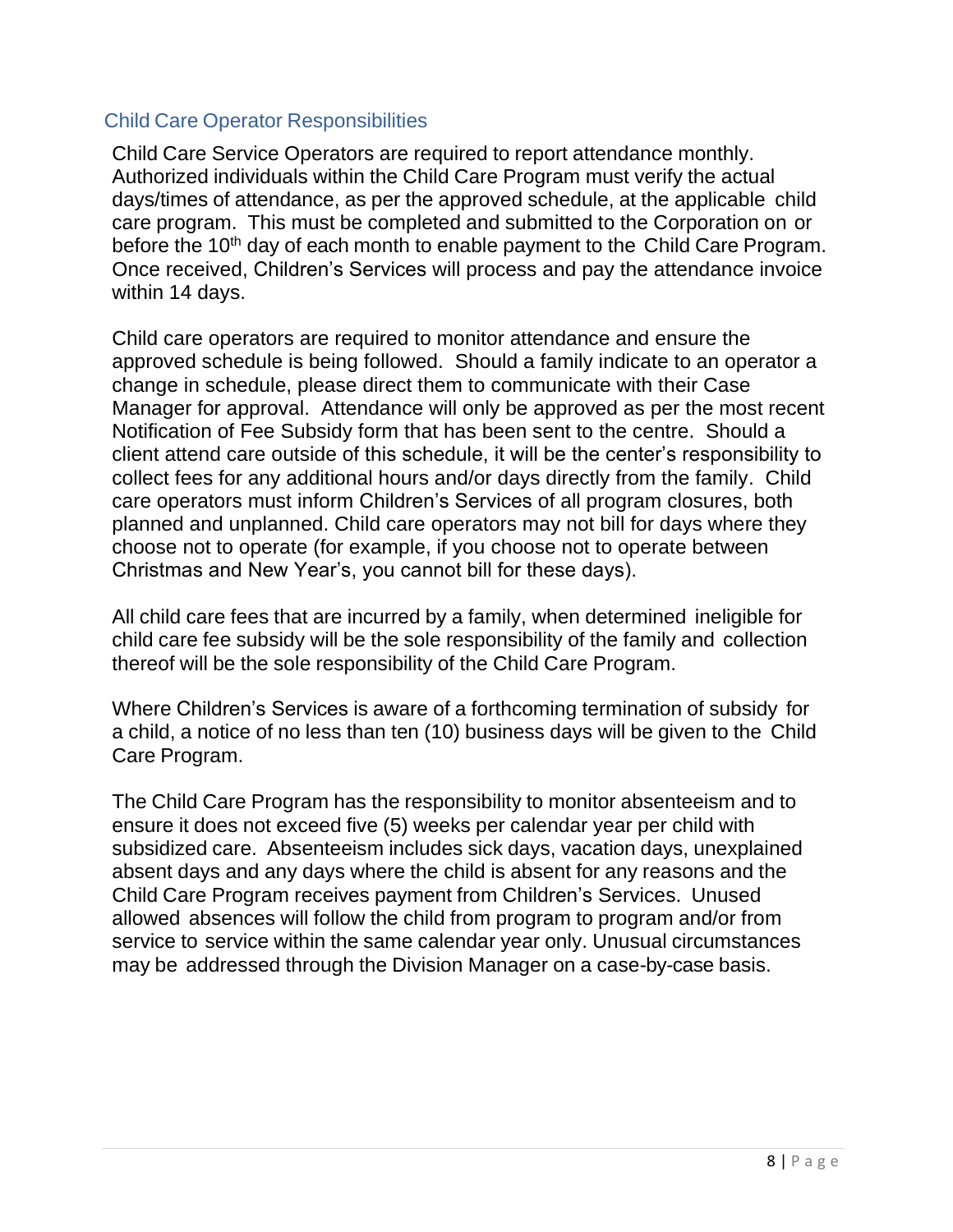## Child Care Operator Responsibilities

Child Care Service Operators are required to report attendance monthly. Authorized individuals within the Child Care Program must verify the actual days/times of attendance, as per the approved schedule, at the applicable child care program. This must be completed and submitted to the Corporation on or before the 10th day of each month to enable payment to the Child Care Program. Once received, Children's Services will process and pay the attendance invoice within 14 days.

Child care operators are required to monitor attendance and ensure the approved schedule is being followed. Should a family indicate to an operator a change in schedule, please direct them to communicate with their Case Manager for approval. Attendance will only be approved as per the most recent Notification of Fee Subsidy form that has been sent to the centre. Should a client attend care outside of this schedule, it will be the center's responsibility to collect fees for any additional hours and/or days directly from the family. Child care operators must inform Children's Services of all program closures, both planned and unplanned. Child care operators may not bill for days where they choose not to operate (for example, if you choose not to operate between Christmas and New Year's, you cannot bill for these days).

All child care fees that are incurred by a family, when determined ineligible for child care fee subsidy will be the sole responsibility of the family and collection thereof will be the sole responsibility of the Child Care Program.

Where Children's Services is aware of a forthcoming termination of subsidy for a child, a notice of no less than ten (10) business days will be given to the Child Care Program.

The Child Care Program has the responsibility to monitor absenteeism and to ensure it does not exceed five (5) weeks per calendar year per child with subsidized care. Absenteeism includes sick days, vacation days, unexplained absent days and any days where the child is absent for any reasons and the Child Care Program receives payment from Children's Services. Unused allowed absences will follow the child from program to program and/or from service to service within the same calendar year only. Unusual circumstances may be addressed through the Division Manager on a case-by-case basis.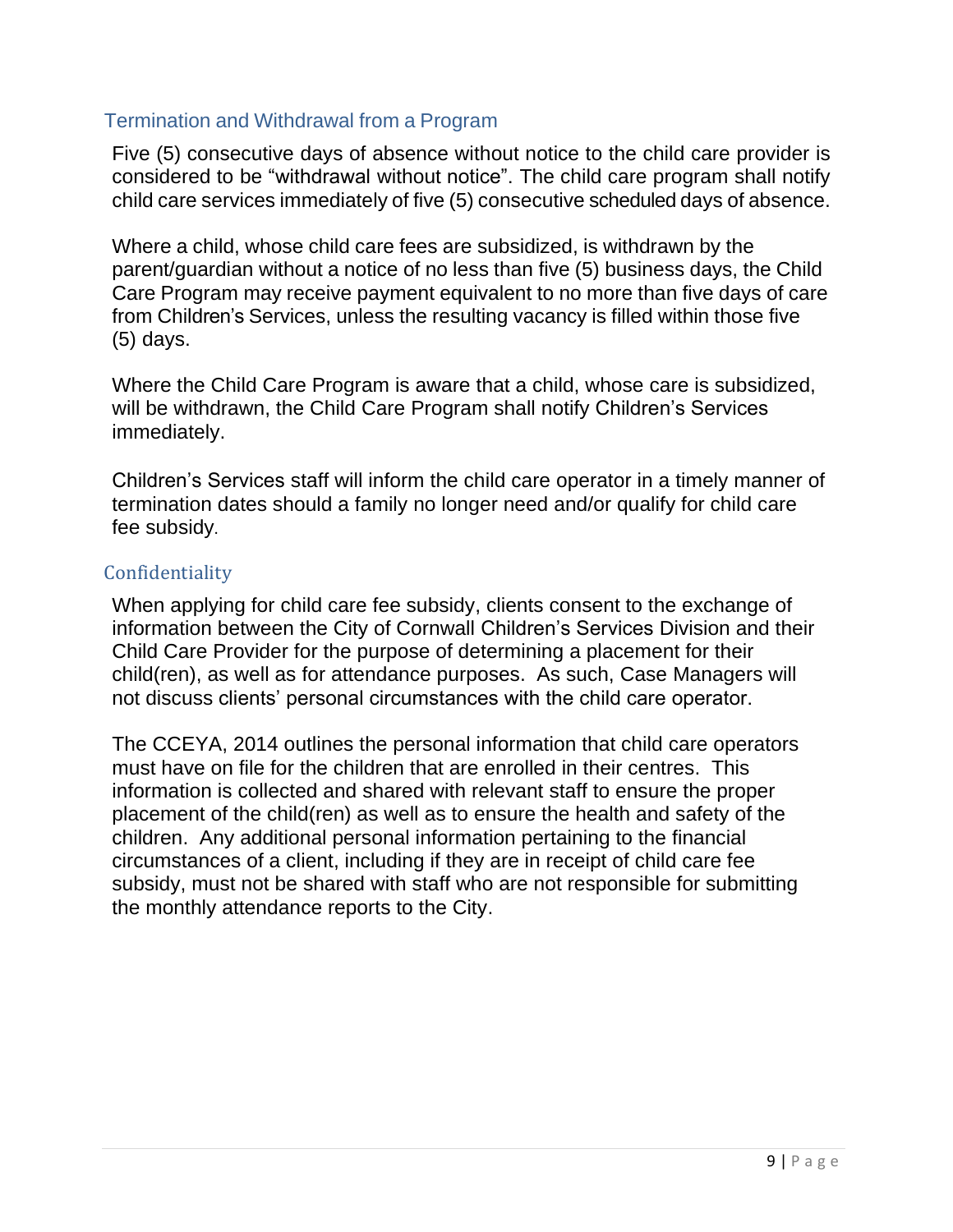## Termination and Withdrawal from a Program

Five (5) consecutive days of absence without notice to the child care provider is considered to be "withdrawal without notice". The child care program shall notify child care services immediately of five (5) consecutive scheduled days of absence.

Where a child, whose child care fees are subsidized, is withdrawn by the parent/guardian without a notice of no less than five (5) business days, the Child Care Program may receive payment equivalent to no more than five days of care from Children's Services, unless the resulting vacancy is filled within those five (5) days.

Where the Child Care Program is aware that a child, whose care is subsidized, will be withdrawn, the Child Care Program shall notify Children's Services immediately.

Children's Services staff will inform the child care operator in a timely manner of termination dates should a family no longer need and/or qualify for child care fee subsidy.

## Confidentiality

When applying for child care fee subsidy, clients consent to the exchange of information between the City of Cornwall Children's Services Division and their Child Care Provider for the purpose of determining a placement for their child(ren), as well as for attendance purposes. As such, Case Managers will not discuss clients' personal circumstances with the child care operator.

The CCEYA, 2014 outlines the personal information that child care operators must have on file for the children that are enrolled in their centres. This information is collected and shared with relevant staff to ensure the proper placement of the child(ren) as well as to ensure the health and safety of the children. Any additional personal information pertaining to the financial circumstances of a client, including if they are in receipt of child care fee subsidy, must not be shared with staff who are not responsible for submitting the monthly attendance reports to the City.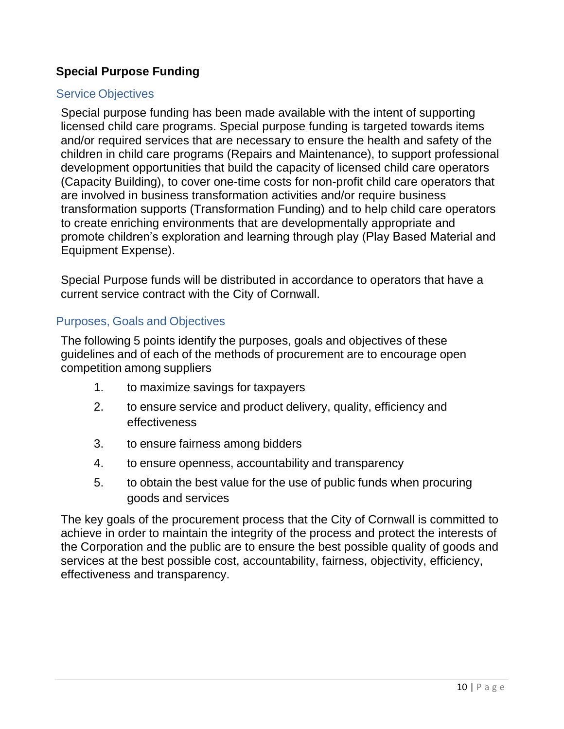## Special Purpose Funding

### Service Objectives

Special purpose funding has been made available with the intent of supporting licensed child care programs. Special purpose funding is targeted towards items and/or required services that are necessary to ensure the health and safety of the children in child care programs (Repairs and Maintenance), to support professional development opportunities that build the capacity of licensed child care operators (Capacity Building), to cover one-time costs for non-profit child care operators that are involved in business transformation activities and/or require business transformation supports (Transformation Funding) and to help child care operators to create enriching environments that are developmentally appropriate and promote children's exploration and learning through play (Play Based Material and Equipment Expense).

Special Purpose funds will be distributed in accordance to operators that have a current service contract with the City of Cornwall.

### Purposes, Goals and Objectives

The following 5 points identify the purposes, goals and objectives of these guidelines and of each of the methods of procurement are to encourage open competition among suppliers

1. to maximize savings for taxpayers
2. to ensure service and product delivery, quality, efficiency and effectiveness
3. to ensure fairness among bidders
4. to ensure openness, accountability and transparency
5. to obtain the best value for the use of public funds when procuring goods and services

The key goals of the procurement process that the City of Cornwall is committed to achieve in order to maintain the integrity of the process and protect the interests of the Corporation and the public are to ensure the best possible quality of goods and services at the best possible cost, accountability, fairness, objectivity, efficiency, effectiveness and transparency.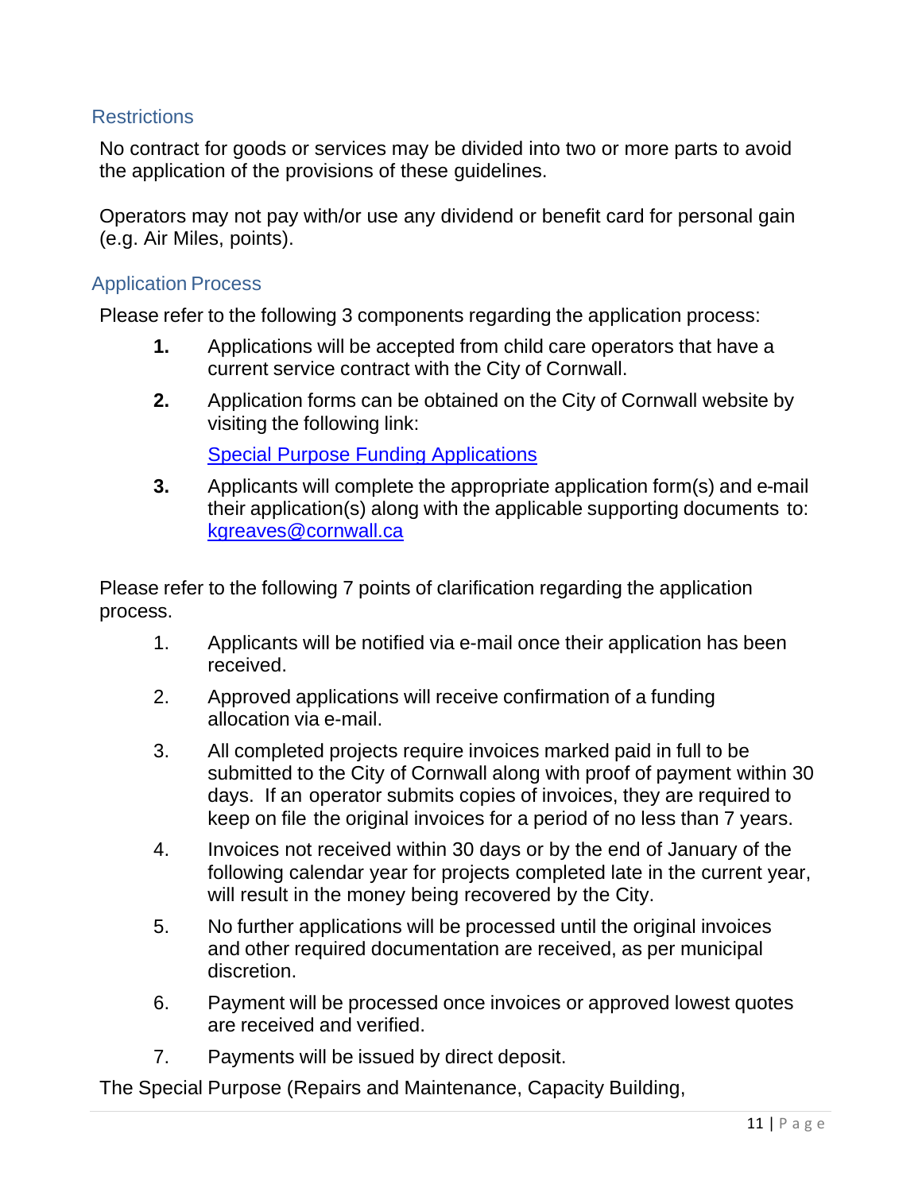## Restrictions

No contract for goods or services may be divided into two or more parts to avoid the application of the provisions of these guidelines.

Operators may not pay with/or use any dividend or benefit card for personal gain (e.g. Air Miles, points).

## Application Process

Please refer to the following 3 components regarding the application process:

1. Applications will be accepted from child care operators that have a current service contract with the City of Cornwall.
2. Application forms can be obtained on the City of Cornwall website by visiting the following link:

   [Special Purpose Funding Applications]()
3. Applicants will complete the appropriate application form(s) and e-mail their application(s) along with the applicable supporting documents to: [kgreaves@cornwall.ca](mailto:kgreaves@cornwall.ca)

Please refer to the following 7 points of clarification regarding the application process.

1. Applicants will be notified via e-mail once their application has been received.
2. Approved applications will receive confirmation of a funding allocation via e-mail.
3. All completed projects require invoices marked paid in full to be submitted to the City of Cornwall along with proof of payment within 30 days. If an operator submits copies of invoices, they are required to keep on file the original invoices for a period of no less than 7 years.
4. Invoices not received within 30 days or by the end of January of the following calendar year for projects completed late in the current year, will result in the money being recovered by the City.
5. No further applications will be processed until the original invoices and other required documentation are received, as per municipal discretion.
6. Payment will be processed once invoices or approved lowest quotes are received and verified.
7. Payments will be issued by direct deposit.

The Special Purpose (Repairs and Maintenance, Capacity Building,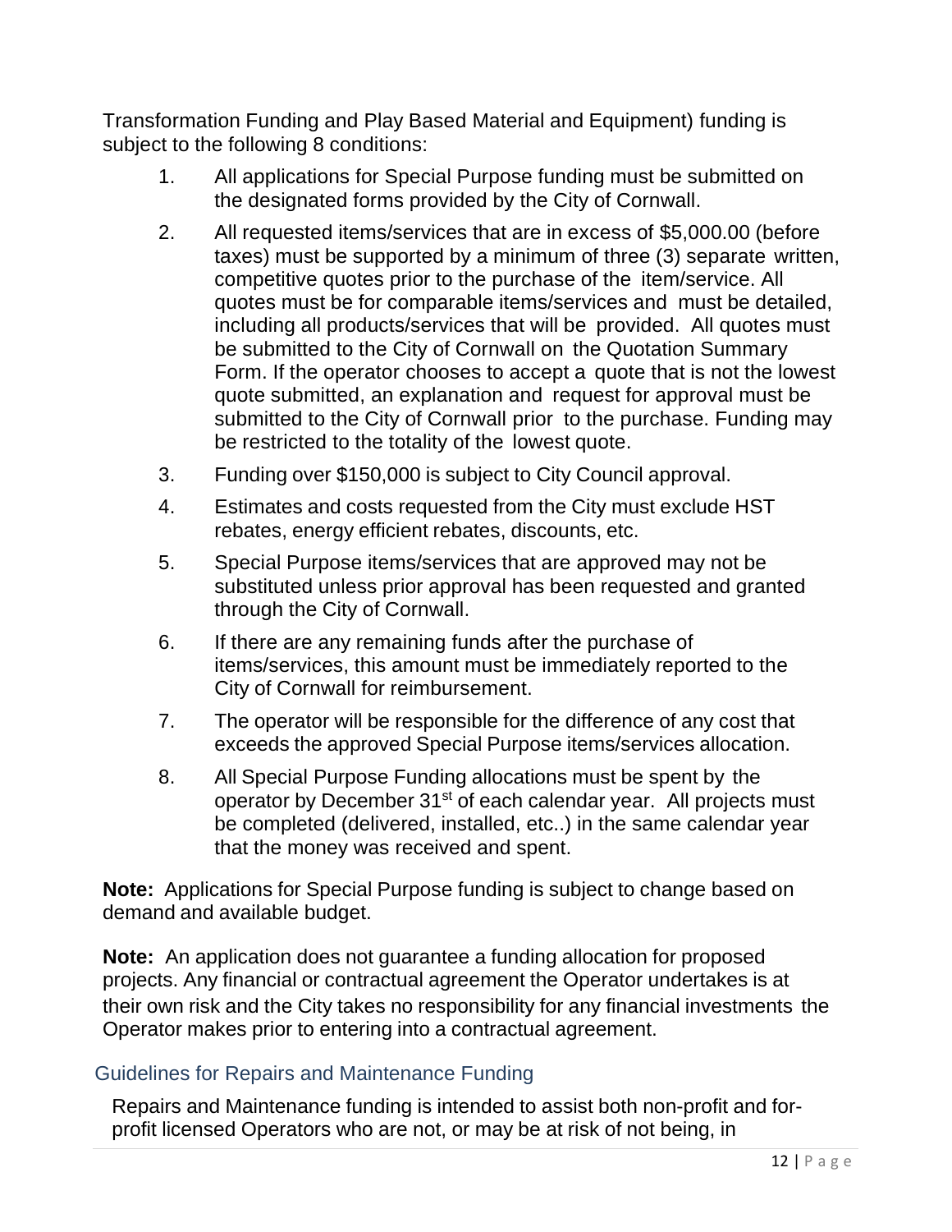Transformation Funding and Play Based Material and Equipment) funding is subject to the following 8 conditions:

1. All applications for Special Purpose funding must be submitted on the designated forms provided by the City of Cornwall.
2. All requested items/services that are in excess of $5,000.00 (before taxes) must be supported by a minimum of three (3) separate written, competitive quotes prior to the purchase of the item/service. All quotes must be for comparable items/services and must be detailed, including all products/services that will be provided. All quotes must be submitted to the City of Cornwall on the Quotation Summary Form. If the operator chooses to accept a quote that is not the lowest quote submitted, an explanation and request for approval must be submitted to the City of Cornwall prior to the purchase. Funding may be restricted to the totality of the lowest quote.
3. Funding over $150,000 is subject to City Council approval.
4. Estimates and costs requested from the City must exclude HST rebates, energy efficient rebates, discounts, etc.
5. Special Purpose items/services that are approved may not be substituted unless prior approval has been requested and granted through the City of Cornwall.
6. If there are any remaining funds after the purchase of items/services, this amount must be immediately reported to the City of Cornwall for reimbursement.
7. The operator will be responsible for the difference of any cost that exceeds the approved Special Purpose items/services allocation.
8. All Special Purpose Funding allocations must be spent by the operator by December 31st of each calendar year. All projects must be completed (delivered, installed, etc..) in the same calendar year that the money was received and spent.

**Note:** Applications for Special Purpose funding is subject to change based on demand and available budget.

**Note:** An application does not guarantee a funding allocation for proposed projects. Any financial or contractual agreement the Operator undertakes is at their own risk and the City takes no responsibility for any financial investments the Operator makes prior to entering into a contractual agreement.

## Guidelines for Repairs and Maintenance Funding

Repairs and Maintenance funding is intended to assist both non-profit and for-profit licensed Operators who are not, or may be at risk of not being, in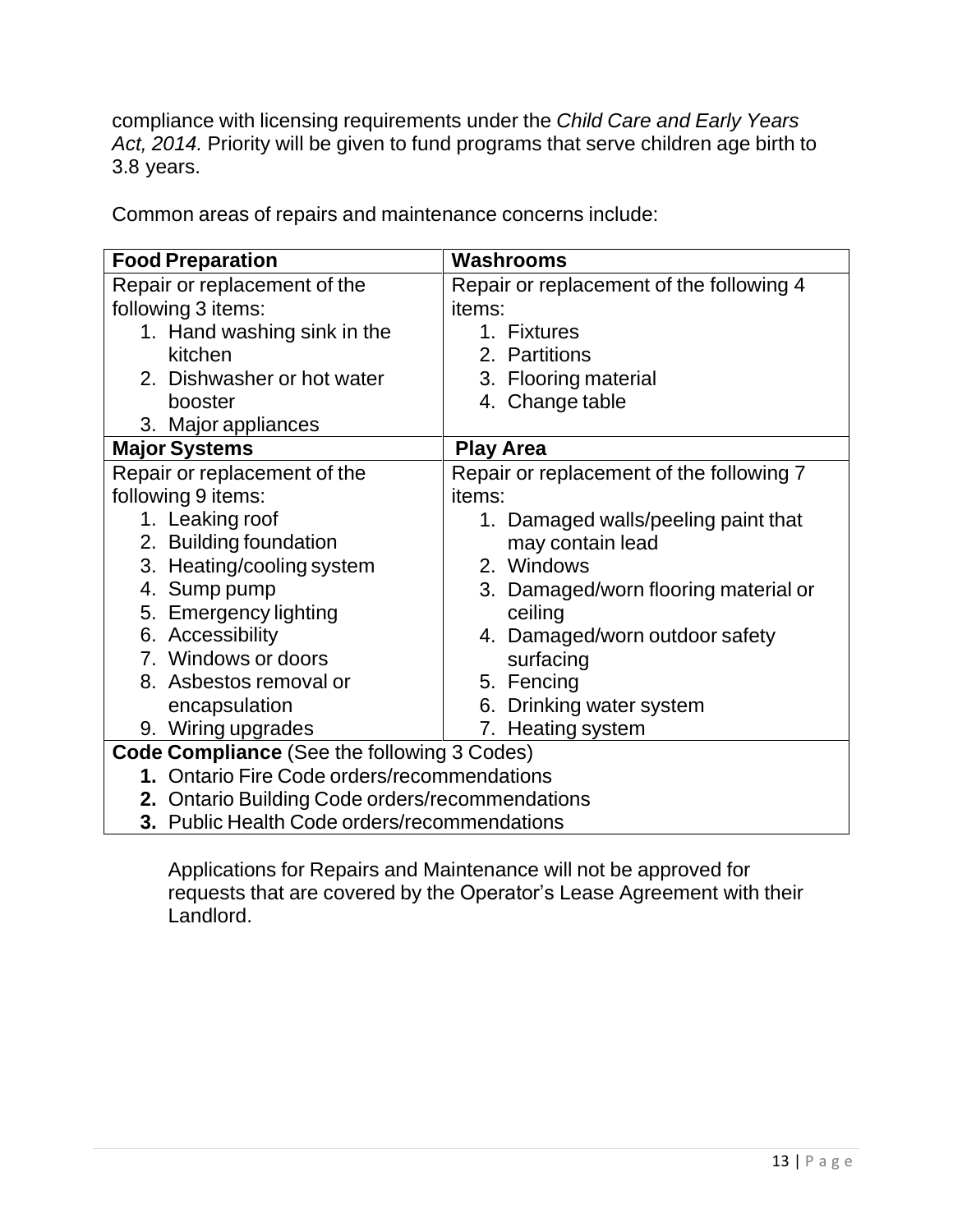compliance with licensing requirements under the *Child Care and Early Years Act, 2014.* Priority will be given to fund programs that serve children age birth to 3.8 years.

Common areas of repairs and maintenance concerns include:

| **Food Preparation** | **Washrooms** |
|---|---|
| Repair or replacement of the following 3 items:<br>1. Hand washing sink in the kitchen<br>2. Dishwasher or hot water booster<br>3. Major appliances | Repair or replacement of the following 4 items:<br>1. Fixtures<br>2. Partitions<br>3. Flooring material<br>4. Change table |
| **Major Systems** | **Play Area** |
| Repair or replacement of the following 9 items:<br>1. Leaking roof<br>2. Building foundation<br>3. Heating/cooling system<br>4. Sump pump<br>5. Emergency lighting<br>6. Accessibility<br>7. Windows or doors<br>8. Asbestos removal or encapsulation<br>9. Wiring upgrades | Repair or replacement of the following 7 items:<br>1. Damaged walls/peeling paint that may contain lead<br>2. Windows<br>3. Damaged/worn flooring material or ceiling<br>4. Damaged/worn outdoor safety surfacing<br>5. Fencing<br>6. Drinking water system<br>7. Heating system |
| **Code Compliance** (See the following 3 Codes)<br>**1.** Ontario Fire Code orders/recommendations<br>**2.** Ontario Building Code orders/recommendations<br>**3.** Public Health Code orders/recommendations | |

Applications for Repairs and Maintenance will not be approved for requests that are covered by the Operator's Lease Agreement with their Landlord.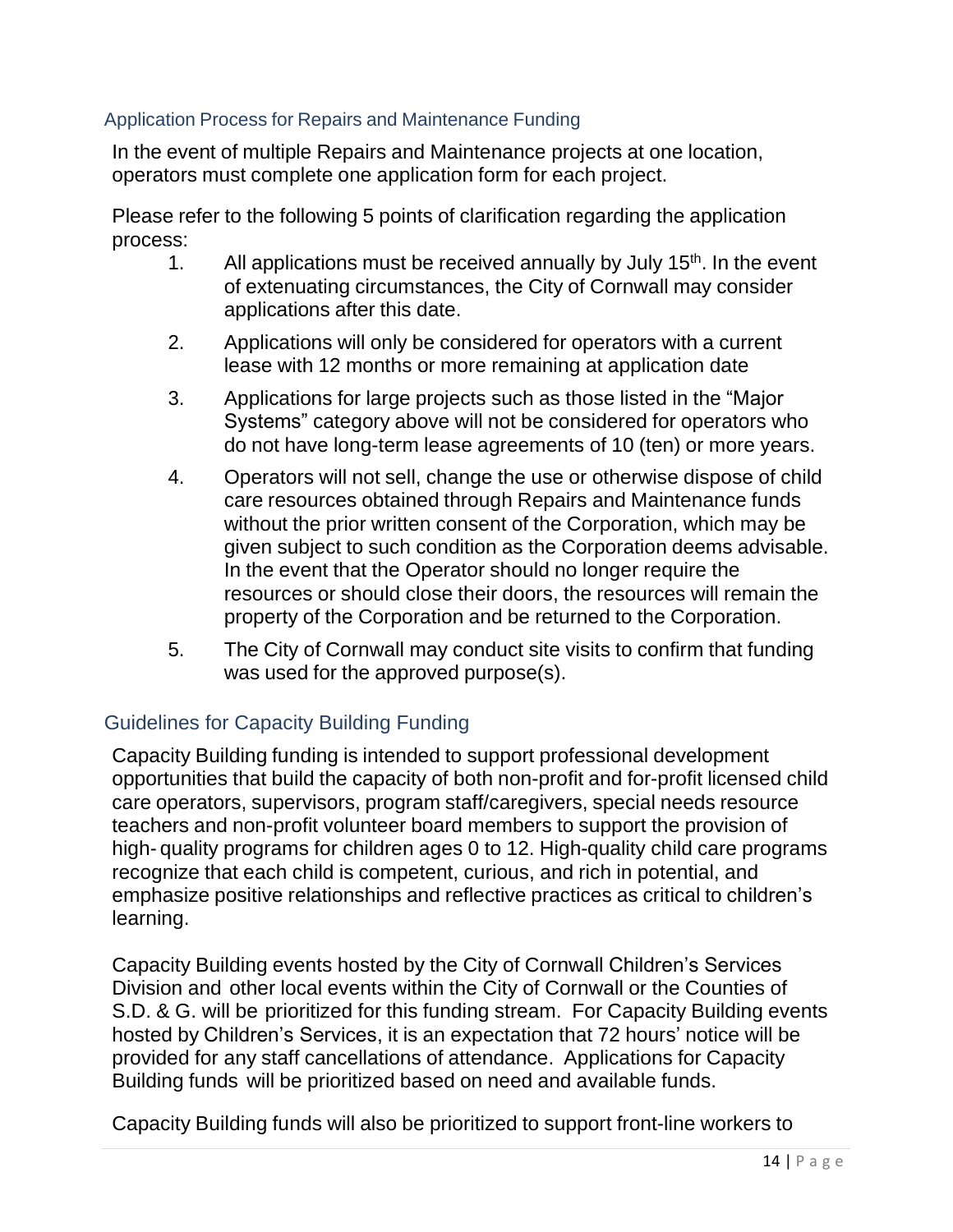### Application Process for Repairs and Maintenance Funding

In the event of multiple Repairs and Maintenance projects at one location, operators must complete one application form for each project.

Please refer to the following 5 points of clarification regarding the application process:

1. All applications must be received annually by July 15th. In the event of extenuating circumstances, the City of Cornwall may consider applications after this date.
2. Applications will only be considered for operators with a current lease with 12 months or more remaining at application date
3. Applications for large projects such as those listed in the "Major Systems" category above will not be considered for operators who do not have long-term lease agreements of 10 (ten) or more years.
4. Operators will not sell, change the use or otherwise dispose of child care resources obtained through Repairs and Maintenance funds without the prior written consent of the Corporation, which may be given subject to such condition as the Corporation deems advisable. In the event that the Operator should no longer require the resources or should close their doors, the resources will remain the property of the Corporation and be returned to the Corporation.
5. The City of Cornwall may conduct site visits to confirm that funding was used for the approved purpose(s).

## Guidelines for Capacity Building Funding

Capacity Building funding is intended to support professional development opportunities that build the capacity of both non-profit and for-profit licensed child care operators, supervisors, program staff/caregivers, special needs resource teachers and non-profit volunteer board members to support the provision of high- quality programs for children ages 0 to 12. High-quality child care programs recognize that each child is competent, curious, and rich in potential, and emphasize positive relationships and reflective practices as critical to children's learning.

Capacity Building events hosted by the City of Cornwall Children's Services Division and other local events within the City of Cornwall or the Counties of S.D. & G. will be prioritized for this funding stream. For Capacity Building events hosted by Children's Services, it is an expectation that 72 hours' notice will be provided for any staff cancellations of attendance. Applications for Capacity Building funds will be prioritized based on need and available funds.

Capacity Building funds will also be prioritized to support front-line workers to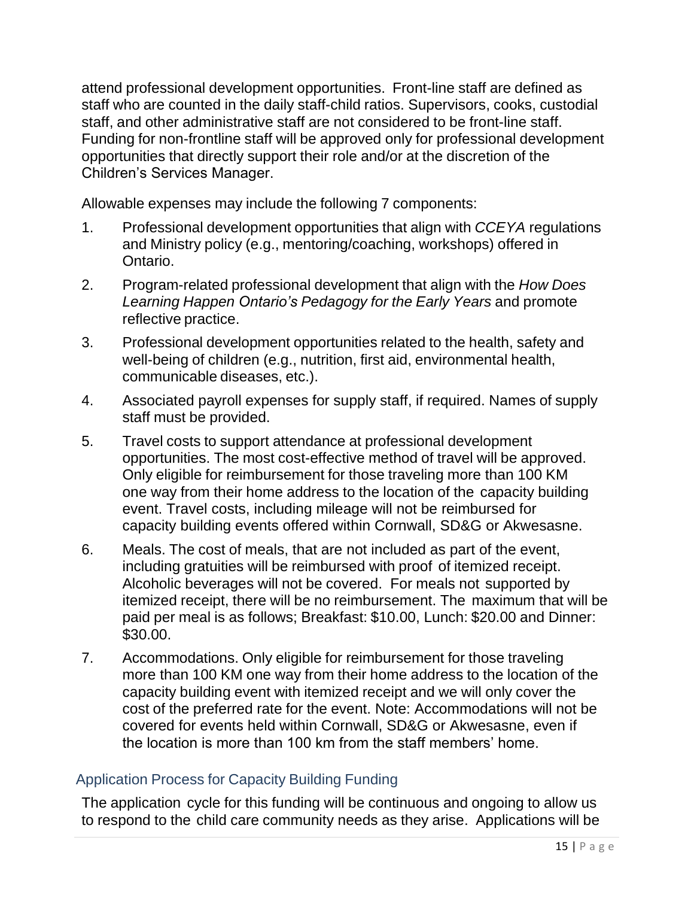attend professional development opportunities. Front-line staff are defined as staff who are counted in the daily staff-child ratios. Supervisors, cooks, custodial staff, and other administrative staff are not considered to be front-line staff. Funding for non-frontline staff will be approved only for professional development opportunities that directly support their role and/or at the discretion of the Children's Services Manager.

Allowable expenses may include the following 7 components:

1. Professional development opportunities that align with *CCEYA* regulations and Ministry policy (e.g., mentoring/coaching, workshops) offered in Ontario.
2. Program-related professional development that align with the *How Does Learning Happen Ontario's Pedagogy for the Early Years* and promote reflective practice.
3. Professional development opportunities related to the health, safety and well-being of children (e.g., nutrition, first aid, environmental health, communicable diseases, etc.).
4. Associated payroll expenses for supply staff, if required. Names of supply staff must be provided.
5. Travel costs to support attendance at professional development opportunities. The most cost-effective method of travel will be approved. Only eligible for reimbursement for those traveling more than 100 KM one way from their home address to the location of the capacity building event. Travel costs, including mileage will not be reimbursed for capacity building events offered within Cornwall, SD&G or Akwesasne.
6. Meals. The cost of meals, that are not included as part of the event, including gratuities will be reimbursed with proof of itemized receipt. Alcoholic beverages will not be covered. For meals not supported by itemized receipt, there will be no reimbursement. The maximum that will be paid per meal is as follows; Breakfast: $10.00, Lunch: $20.00 and Dinner: $30.00.
7. Accommodations. Only eligible for reimbursement for those traveling more than 100 KM one way from their home address to the location of the capacity building event with itemized receipt and we will only cover the cost of the preferred rate for the event. Note: Accommodations will not be covered for events held within Cornwall, SD&G or Akwesasne, even if the location is more than 100 km from the staff members' home.

## Application Process for Capacity Building Funding

The application cycle for this funding will be continuous and ongoing to allow us to respond to the child care community needs as they arise. Applications will be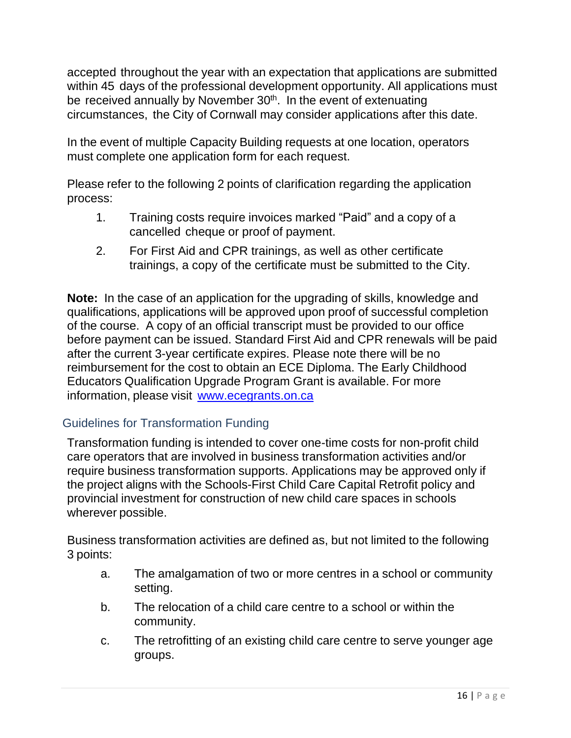accepted throughout the year with an expectation that applications are submitted within 45 days of the professional development opportunity. All applications must be received annually by November 30th. In the event of extenuating circumstances, the City of Cornwall may consider applications after this date.

In the event of multiple Capacity Building requests at one location, operators must complete one application form for each request.

Please refer to the following 2 points of clarification regarding the application process:

1. Training costs require invoices marked "Paid" and a copy of a cancelled cheque or proof of payment.
2. For First Aid and CPR trainings, as well as other certificate trainings, a copy of the certificate must be submitted to the City.

**Note:** In the case of an application for the upgrading of skills, knowledge and qualifications, applications will be approved upon proof of successful completion of the course. A copy of an official transcript must be provided to our office before payment can be issued. Standard First Aid and CPR renewals will be paid after the current 3-year certificate expires. Please note there will be no reimbursement for the cost to obtain an ECE Diploma. The Early Childhood Educators Qualification Upgrade Program Grant is available. For more information, please visit [www.ecegrants.on.ca](http://www.ecegrants.on.ca)

## Guidelines for Transformation Funding

Transformation funding is intended to cover one-time costs for non-profit child care operators that are involved in business transformation activities and/or require business transformation supports. Applications may be approved only if the project aligns with the Schools-First Child Care Capital Retrofit policy and provincial investment for construction of new child care spaces in schools wherever possible.

Business transformation activities are defined as, but not limited to the following 3 points:

a. The amalgamation of two or more centres in a school or community setting.
b. The relocation of a child care centre to a school or within the community.
c. The retrofitting of an existing child care centre to serve younger age groups.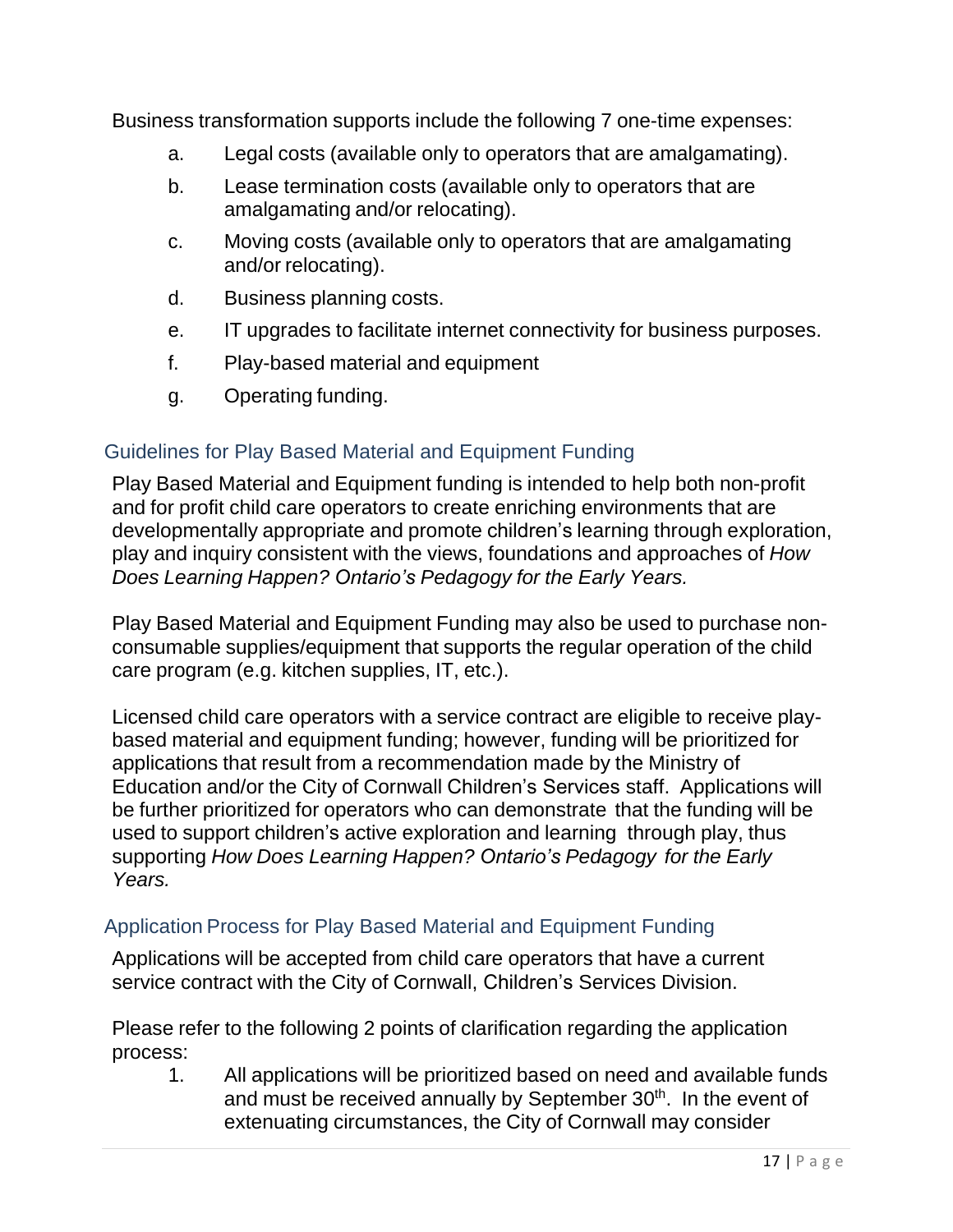Business transformation supports include the following 7 one-time expenses:

a. Legal costs (available only to operators that are amalgamating).
b. Lease termination costs (available only to operators that are amalgamating and/or relocating).
c. Moving costs (available only to operators that are amalgamating and/or relocating).
d. Business planning costs.
e. IT upgrades to facilitate internet connectivity for business purposes.
f. Play-based material and equipment
g. Operating funding.

## Guidelines for Play Based Material and Equipment Funding

Play Based Material and Equipment funding is intended to help both non-profit and for profit child care operators to create enriching environments that are developmentally appropriate and promote children's learning through exploration, play and inquiry consistent with the views, foundations and approaches of *How Does Learning Happen? Ontario's Pedagogy for the Early Years.*

Play Based Material and Equipment Funding may also be used to purchase non-consumable supplies/equipment that supports the regular operation of the child care program (e.g. kitchen supplies, IT, etc.).

Licensed child care operators with a service contract are eligible to receive play-based material and equipment funding; however, funding will be prioritized for applications that result from a recommendation made by the Ministry of Education and/or the City of Cornwall Children's Services staff. Applications will be further prioritized for operators who can demonstrate that the funding will be used to support children's active exploration and learning through play, thus supporting *How Does Learning Happen? Ontario's Pedagogy for the Early Years.*

## Application Process for Play Based Material and Equipment Funding

Applications will be accepted from child care operators that have a current service contract with the City of Cornwall, Children's Services Division.

Please refer to the following 2 points of clarification regarding the application process:

1. All applications will be prioritized based on need and available funds and must be received annually by September 30th. In the event of extenuating circumstances, the City of Cornwall may consider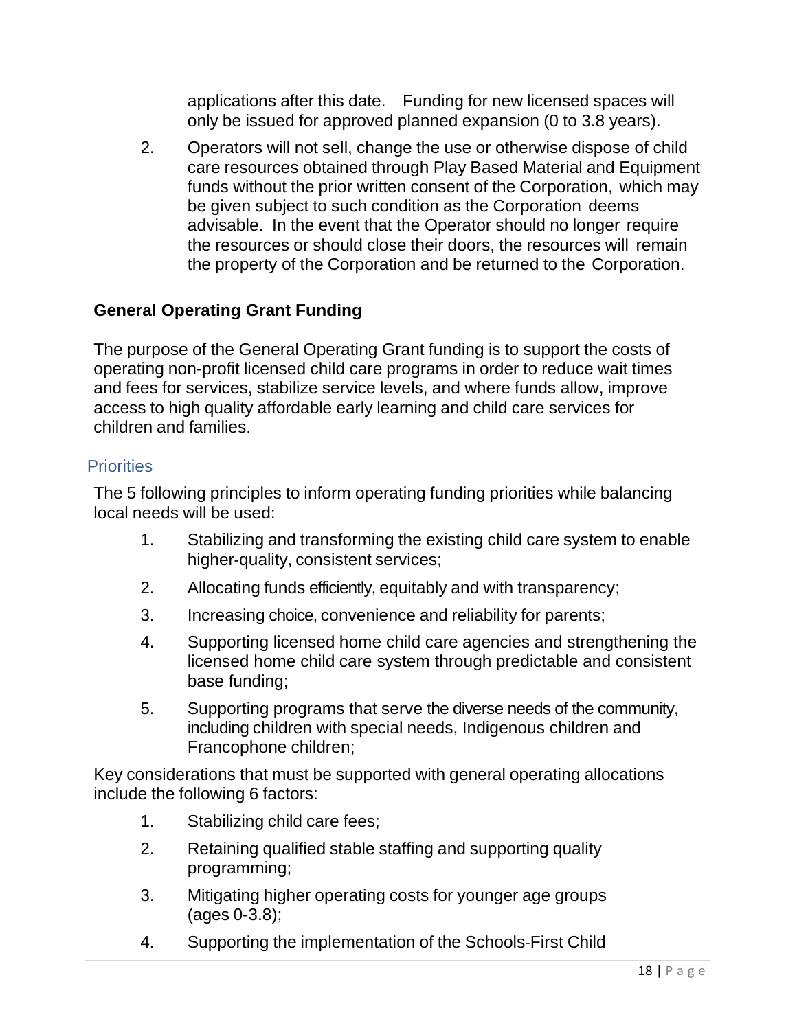applications after this date. Funding for new licensed spaces will only be issued for approved planned expansion (0 to 3.8 years).

2. Operators will not sell, change the use or otherwise dispose of child care resources obtained through Play Based Material and Equipment funds without the prior written consent of the Corporation, which may be given subject to such condition as the Corporation deems advisable. In the event that the Operator should no longer require the resources or should close their doors, the resources will remain the property of the Corporation and be returned to the Corporation.

## General Operating Grant Funding

The purpose of the General Operating Grant funding is to support the costs of operating non-profit licensed child care programs in order to reduce wait times and fees for services, stabilize service levels, and where funds allow, improve access to high quality affordable early learning and child care services for children and families.

### Priorities

The 5 following principles to inform operating funding priorities while balancing local needs will be used:

1. Stabilizing and transforming the existing child care system to enable higher-quality, consistent services;
2. Allocating funds efficiently, equitably and with transparency;
3. Increasing choice, convenience and reliability for parents;
4. Supporting licensed home child care agencies and strengthening the licensed home child care system through predictable and consistent base funding;
5. Supporting programs that serve the diverse needs of the community, including children with special needs, Indigenous children and Francophone children;

Key considerations that must be supported with general operating allocations include the following 6 factors:

1. Stabilizing child care fees;
2. Retaining qualified stable staffing and supporting quality programming;
3. Mitigating higher operating costs for younger age groups (ages 0-3.8);
4. Supporting the implementation of the Schools-First Child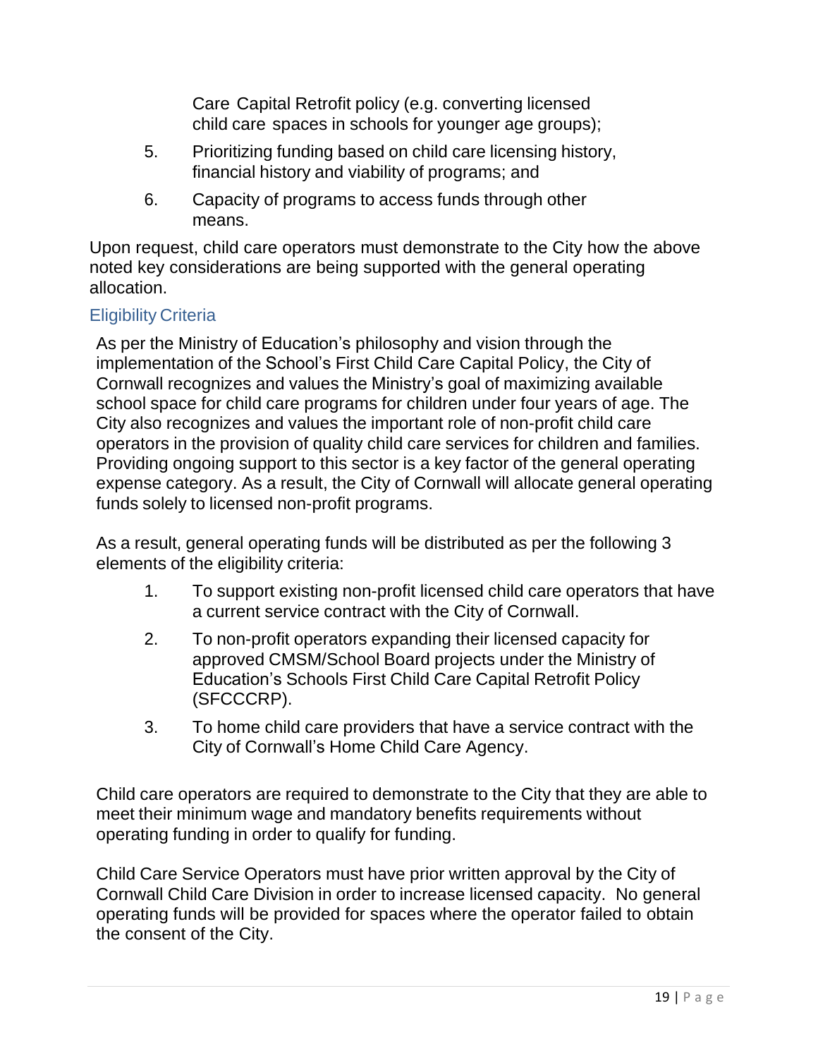Care Capital Retrofit policy (e.g. converting licensed child care spaces in schools for younger age groups);

5. Prioritizing funding based on child care licensing history, financial history and viability of programs; and
6. Capacity of programs to access funds through other means.

Upon request, child care operators must demonstrate to the City how the above noted key considerations are being supported with the general operating allocation.

### Eligibility Criteria

As per the Ministry of Education's philosophy and vision through the implementation of the School's First Child Care Capital Policy, the City of Cornwall recognizes and values the Ministry's goal of maximizing available school space for child care programs for children under four years of age. The City also recognizes and values the important role of non-profit child care operators in the provision of quality child care services for children and families. Providing ongoing support to this sector is a key factor of the general operating expense category. As a result, the City of Cornwall will allocate general operating funds solely to licensed non-profit programs.

As a result, general operating funds will be distributed as per the following 3 elements of the eligibility criteria:

1. To support existing non-profit licensed child care operators that have a current service contract with the City of Cornwall.
2. To non-profit operators expanding their licensed capacity for approved CMSM/School Board projects under the Ministry of Education's Schools First Child Care Capital Retrofit Policy (SFCCCRP).
3. To home child care providers that have a service contract with the City of Cornwall's Home Child Care Agency.

Child care operators are required to demonstrate to the City that they are able to meet their minimum wage and mandatory benefits requirements without operating funding in order to qualify for funding.

Child Care Service Operators must have prior written approval by the City of Cornwall Child Care Division in order to increase licensed capacity. No general operating funds will be provided for spaces where the operator failed to obtain the consent of the City.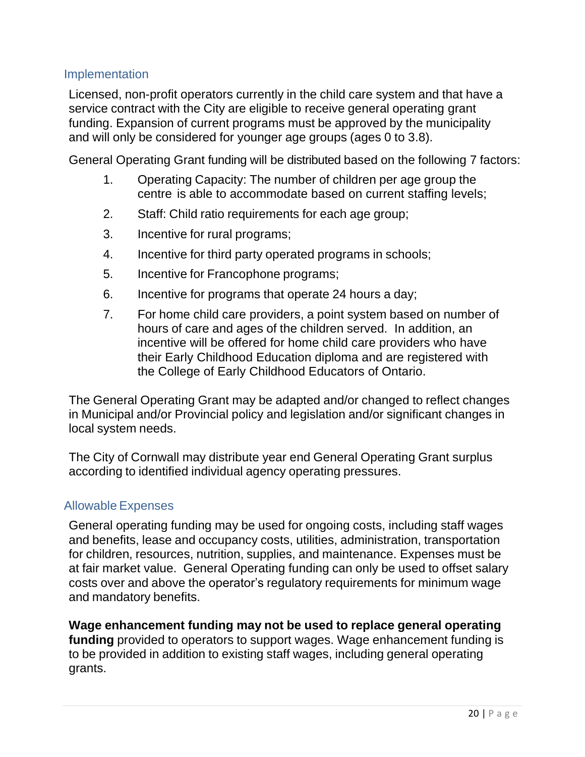## Implementation

Licensed, non-profit operators currently in the child care system and that have a service contract with the City are eligible to receive general operating grant funding. Expansion of current programs must be approved by the municipality and will only be considered for younger age groups (ages 0 to 3.8).

General Operating Grant funding will be distributed based on the following 7 factors:

1. Operating Capacity: The number of children per age group the centre is able to accommodate based on current staffing levels;
2. Staff: Child ratio requirements for each age group;
3. Incentive for rural programs;
4. Incentive for third party operated programs in schools;
5. Incentive for Francophone programs;
6. Incentive for programs that operate 24 hours a day;
7. For home child care providers, a point system based on number of hours of care and ages of the children served. In addition, an incentive will be offered for home child care providers who have their Early Childhood Education diploma and are registered with the College of Early Childhood Educators of Ontario.

The General Operating Grant may be adapted and/or changed to reflect changes in Municipal and/or Provincial policy and legislation and/or significant changes in local system needs.

The City of Cornwall may distribute year end General Operating Grant surplus according to identified individual agency operating pressures.

## Allowable Expenses

General operating funding may be used for ongoing costs, including staff wages and benefits, lease and occupancy costs, utilities, administration, transportation for children, resources, nutrition, supplies, and maintenance. Expenses must be at fair market value. General Operating funding can only be used to offset salary costs over and above the operator's regulatory requirements for minimum wage and mandatory benefits.

**Wage enhancement funding may not be used to replace general operating funding** provided to operators to support wages. Wage enhancement funding is to be provided in addition to existing staff wages, including general operating grants.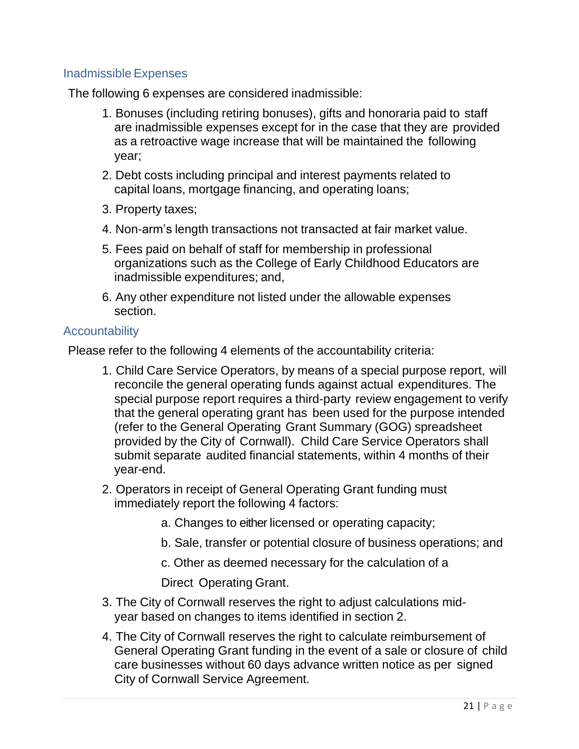## Inadmissible Expenses

The following 6 expenses are considered inadmissible:

1. Bonuses (including retiring bonuses), gifts and honoraria paid to staff are inadmissible expenses except for in the case that they are provided as a retroactive wage increase that will be maintained the following year;
2. Debt costs including principal and interest payments related to capital loans, mortgage financing, and operating loans;
3. Property taxes;
4. Non-arm's length transactions not transacted at fair market value.
5. Fees paid on behalf of staff for membership in professional organizations such as the College of Early Childhood Educators are inadmissible expenditures; and,
6. Any other expenditure not listed under the allowable expenses section.

## Accountability

Please refer to the following 4 elements of the accountability criteria:

1. Child Care Service Operators, by means of a special purpose report, will reconcile the general operating funds against actual expenditures. The special purpose report requires a third-party review engagement to verify that the general operating grant has been used for the purpose intended (refer to the General Operating Grant Summary (GOG) spreadsheet provided by the City of Cornwall). Child Care Service Operators shall submit separate audited financial statements, within 4 months of their year-end.
2. Operators in receipt of General Operating Grant funding must immediately report the following 4 factors:
   a. Changes to either licensed or operating capacity;
   b. Sale, transfer or potential closure of business operations; and
   c. Other as deemed necessary for the calculation of a Direct Operating Grant.
3. The City of Cornwall reserves the right to adjust calculations mid-year based on changes to items identified in section 2.
4. The City of Cornwall reserves the right to calculate reimbursement of General Operating Grant funding in the event of a sale or closure of child care businesses without 60 days advance written notice as per signed City of Cornwall Service Agreement.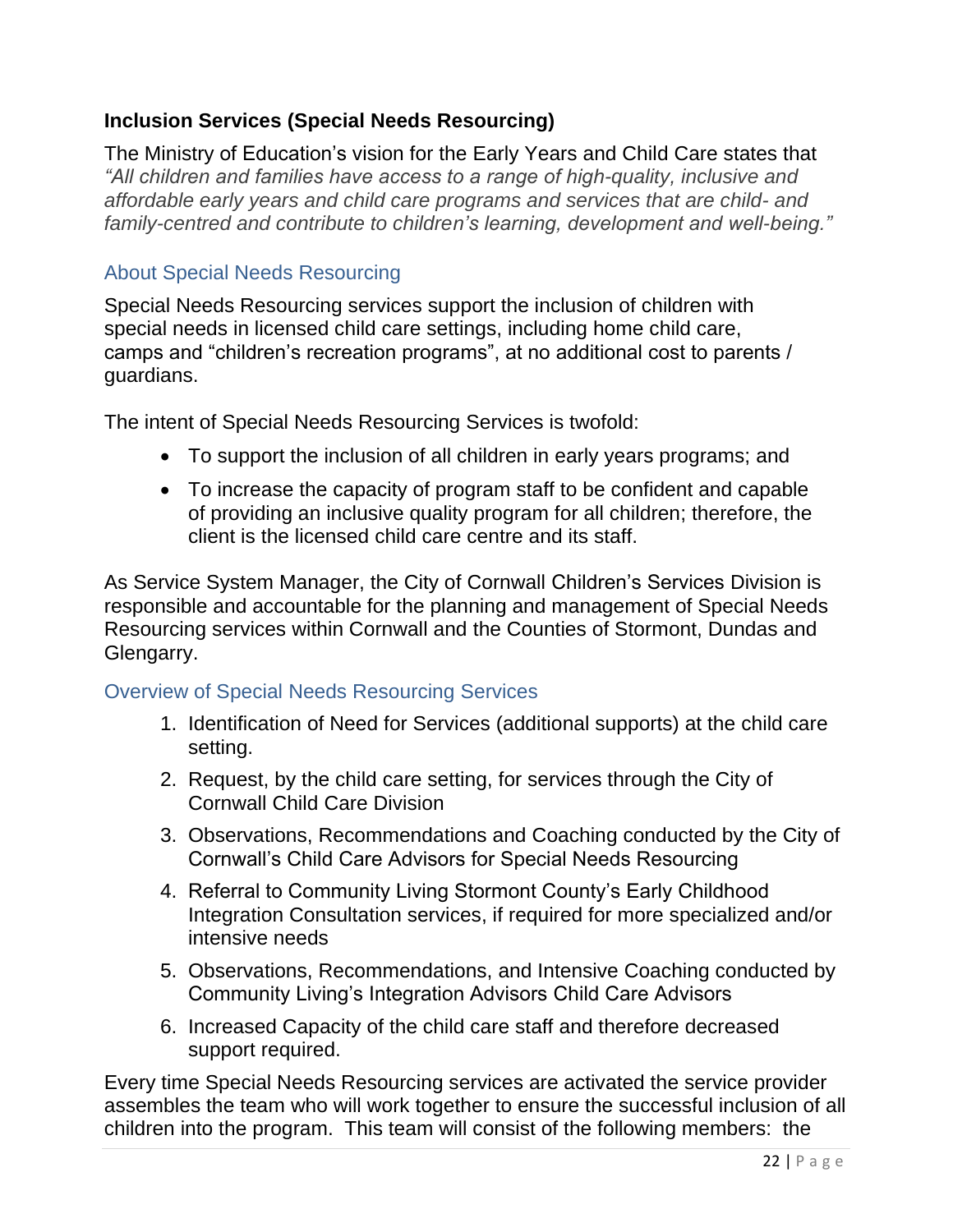## Inclusion Services (Special Needs Resourcing)

The Ministry of Education's vision for the Early Years and Child Care states that *"All children and families have access to a range of high-quality, inclusive and affordable early years and child care programs and services that are child- and family-centred and contribute to children's learning, development and well-being."*

### About Special Needs Resourcing

Special Needs Resourcing services support the inclusion of children with special needs in licensed child care settings, including home child care, camps and "children's recreation programs", at no additional cost to parents / guardians.

The intent of Special Needs Resourcing Services is twofold:

- To support the inclusion of all children in early years programs; and
- To increase the capacity of program staff to be confident and capable of providing an inclusive quality program for all children; therefore, the client is the licensed child care centre and its staff.

As Service System Manager, the City of Cornwall Children's Services Division is responsible and accountable for the planning and management of Special Needs Resourcing services within Cornwall and the Counties of Stormont, Dundas and Glengarry.

### Overview of Special Needs Resourcing Services

1. Identification of Need for Services (additional supports) at the child care setting.
2. Request, by the child care setting, for services through the City of Cornwall Child Care Division
3. Observations, Recommendations and Coaching conducted by the City of Cornwall's Child Care Advisors for Special Needs Resourcing
4. Referral to Community Living Stormont County's Early Childhood Integration Consultation services, if required for more specialized and/or intensive needs
5. Observations, Recommendations, and Intensive Coaching conducted by Community Living's Integration Advisors Child Care Advisors
6. Increased Capacity of the child care staff and therefore decreased support required.

Every time Special Needs Resourcing services are activated the service provider assembles the team who will work together to ensure the successful inclusion of all children into the program. This team will consist of the following members: the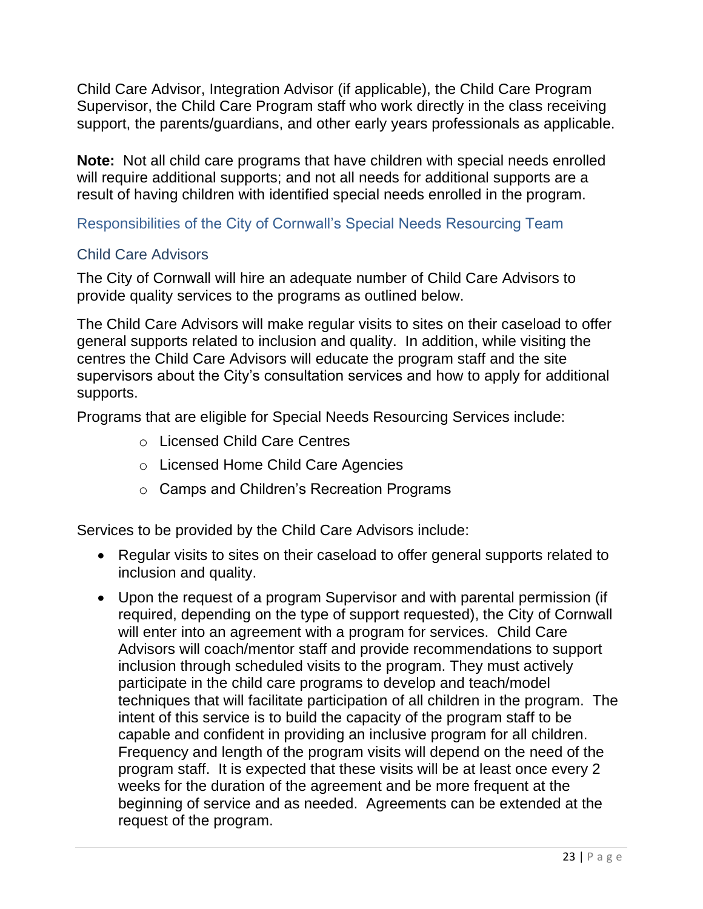Child Care Advisor, Integration Advisor (if applicable), the Child Care Program Supervisor, the Child Care Program staff who work directly in the class receiving support, the parents/guardians, and other early years professionals as applicable.

**Note:** Not all child care programs that have children with special needs enrolled will require additional supports; and not all needs for additional supports are a result of having children with identified special needs enrolled in the program.

## Responsibilities of the City of Cornwall's Special Needs Resourcing Team

### Child Care Advisors

The City of Cornwall will hire an adequate number of Child Care Advisors to provide quality services to the programs as outlined below.

The Child Care Advisors will make regular visits to sites on their caseload to offer general supports related to inclusion and quality. In addition, while visiting the centres the Child Care Advisors will educate the program staff and the site supervisors about the City's consultation services and how to apply for additional supports.

Programs that are eligible for Special Needs Resourcing Services include:

- Licensed Child Care Centres
- Licensed Home Child Care Agencies
- Camps and Children's Recreation Programs

Services to be provided by the Child Care Advisors include:

- Regular visits to sites on their caseload to offer general supports related to inclusion and quality.
- Upon the request of a program Supervisor and with parental permission (if required, depending on the type of support requested), the City of Cornwall will enter into an agreement with a program for services. Child Care Advisors will coach/mentor staff and provide recommendations to support inclusion through scheduled visits to the program. They must actively participate in the child care programs to develop and teach/model techniques that will facilitate participation of all children in the program. The intent of this service is to build the capacity of the program staff to be capable and confident in providing an inclusive program for all children. Frequency and length of the program visits will depend on the need of the program staff. It is expected that these visits will be at least once every 2 weeks for the duration of the agreement and be more frequent at the beginning of service and as needed. Agreements can be extended at the request of the program.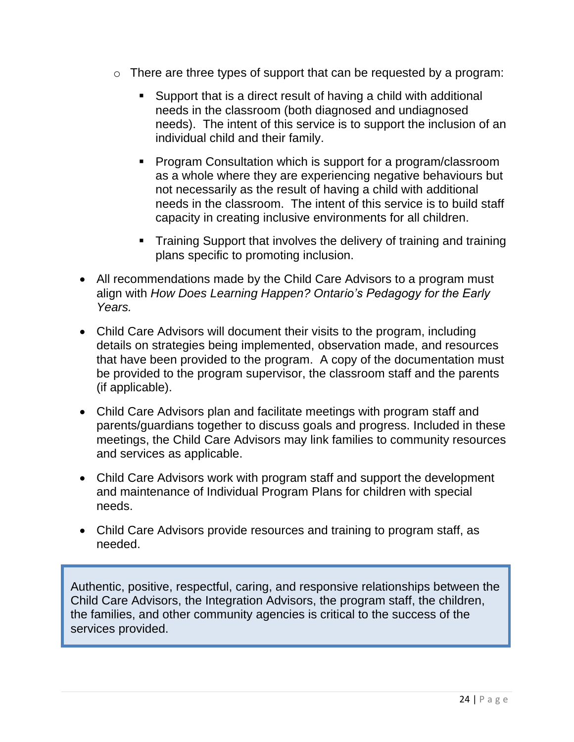- There are three types of support that can be requested by a program:
    - Support that is a direct result of having a child with additional needs in the classroom (both diagnosed and undiagnosed needs). The intent of this service is to support the inclusion of an individual child and their family.
    - Program Consultation which is support for a program/classroom as a whole where they are experiencing negative behaviours but not necessarily as the result of having a child with additional needs in the classroom. The intent of this service is to build staff capacity in creating inclusive environments for all children.
    - Training Support that involves the delivery of training and training plans specific to promoting inclusion.

- All recommendations made by the Child Care Advisors to a program must align with *How Does Learning Happen? Ontario's Pedagogy for the Early Years.*

- Child Care Advisors will document their visits to the program, including details on strategies being implemented, observation made, and resources that have been provided to the program. A copy of the documentation must be provided to the program supervisor, the classroom staff and the parents (if applicable).

- Child Care Advisors plan and facilitate meetings with program staff and parents/guardians together to discuss goals and progress. Included in these meetings, the Child Care Advisors may link families to community resources and services as applicable.

- Child Care Advisors work with program staff and support the development and maintenance of Individual Program Plans for children with special needs.

- Child Care Advisors provide resources and training to program staff, as needed.

> Authentic, positive, respectful, caring, and responsive relationships between the Child Care Advisors, the Integration Advisors, the program staff, the children, the families, and other community agencies is critical to the success of the services provided.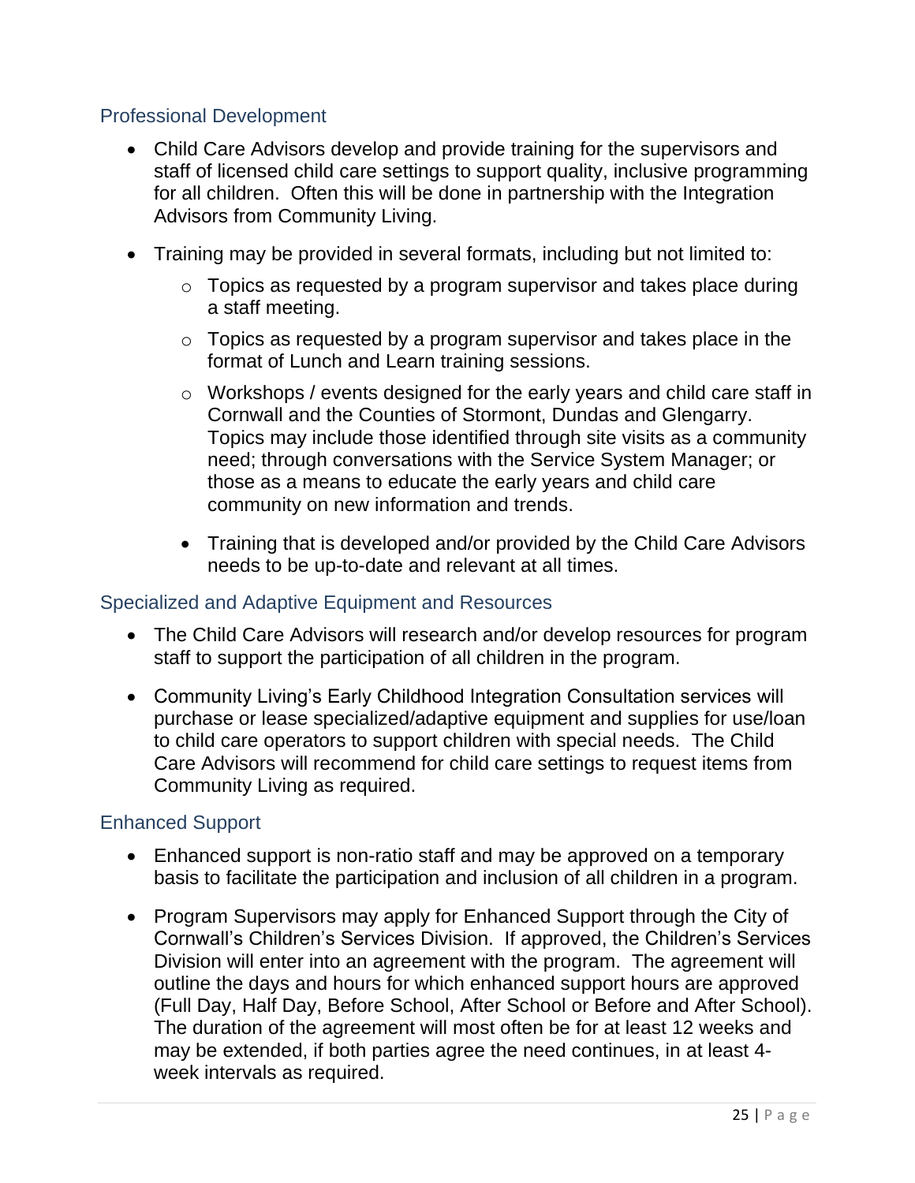## Professional Development

- Child Care Advisors develop and provide training for the supervisors and staff of licensed child care settings to support quality, inclusive programming for all children. Often this will be done in partnership with the Integration Advisors from Community Living.

- Training may be provided in several formats, including but not limited to:
  - Topics as requested by a program supervisor and takes place during a staff meeting.
  - Topics as requested by a program supervisor and takes place in the format of Lunch and Learn training sessions.
  - Workshops / events designed for the early years and child care staff in Cornwall and the Counties of Stormont, Dundas and Glengarry. Topics may include those identified through site visits as a community need; through conversations with the Service System Manager; or those as a means to educate the early years and child care community on new information and trends.

  - Training that is developed and/or provided by the Child Care Advisors needs to be up-to-date and relevant at all times.

## Specialized and Adaptive Equipment and Resources

- The Child Care Advisors will research and/or develop resources for program staff to support the participation of all children in the program.

- Community Living's Early Childhood Integration Consultation services will purchase or lease specialized/adaptive equipment and supplies for use/loan to child care operators to support children with special needs. The Child Care Advisors will recommend for child care settings to request items from Community Living as required.

## Enhanced Support

- Enhanced support is non-ratio staff and may be approved on a temporary basis to facilitate the participation and inclusion of all children in a program.

- Program Supervisors may apply for Enhanced Support through the City of Cornwall's Children's Services Division. If approved, the Children's Services Division will enter into an agreement with the program. The agreement will outline the days and hours for which enhanced support hours are approved (Full Day, Half Day, Before School, After School or Before and After School). The duration of the agreement will most often be for at least 12 weeks and may be extended, if both parties agree the need continues, in at least 4-week intervals as required.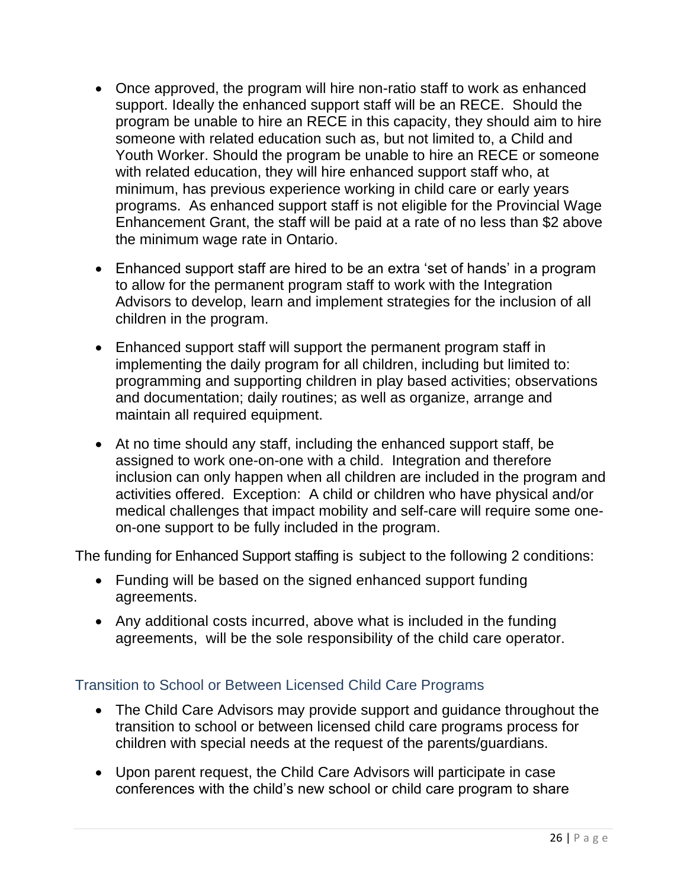- Once approved, the program will hire non-ratio staff to work as enhanced support. Ideally the enhanced support staff will be an RECE. Should the program be unable to hire an RECE in this capacity, they should aim to hire someone with related education such as, but not limited to, a Child and Youth Worker. Should the program be unable to hire an RECE or someone with related education, they will hire enhanced support staff who, at minimum, has previous experience working in child care or early years programs. As enhanced support staff is not eligible for the Provincial Wage Enhancement Grant, the staff will be paid at a rate of no less than $2 above the minimum wage rate in Ontario.

- Enhanced support staff are hired to be an extra 'set of hands' in a program to allow for the permanent program staff to work with the Integration Advisors to develop, learn and implement strategies for the inclusion of all children in the program.

- Enhanced support staff will support the permanent program staff in implementing the daily program for all children, including but limited to: programming and supporting children in play based activities; observations and documentation; daily routines; as well as organize, arrange and maintain all required equipment.

- At no time should any staff, including the enhanced support staff, be assigned to work one-on-one with a child. Integration and therefore inclusion can only happen when all children are included in the program and activities offered. Exception: A child or children who have physical and/or medical challenges that impact mobility and self-care will require some one-on-one support to be fully included in the program.

The funding for Enhanced Support staffing is subject to the following 2 conditions:

- Funding will be based on the signed enhanced support funding agreements.
- Any additional costs incurred, above what is included in the funding agreements, will be the sole responsibility of the child care operator.

## Transition to School or Between Licensed Child Care Programs

- The Child Care Advisors may provide support and guidance throughout the transition to school or between licensed child care programs process for children with special needs at the request of the parents/guardians.

- Upon parent request, the Child Care Advisors will participate in case conferences with the child's new school or child care program to share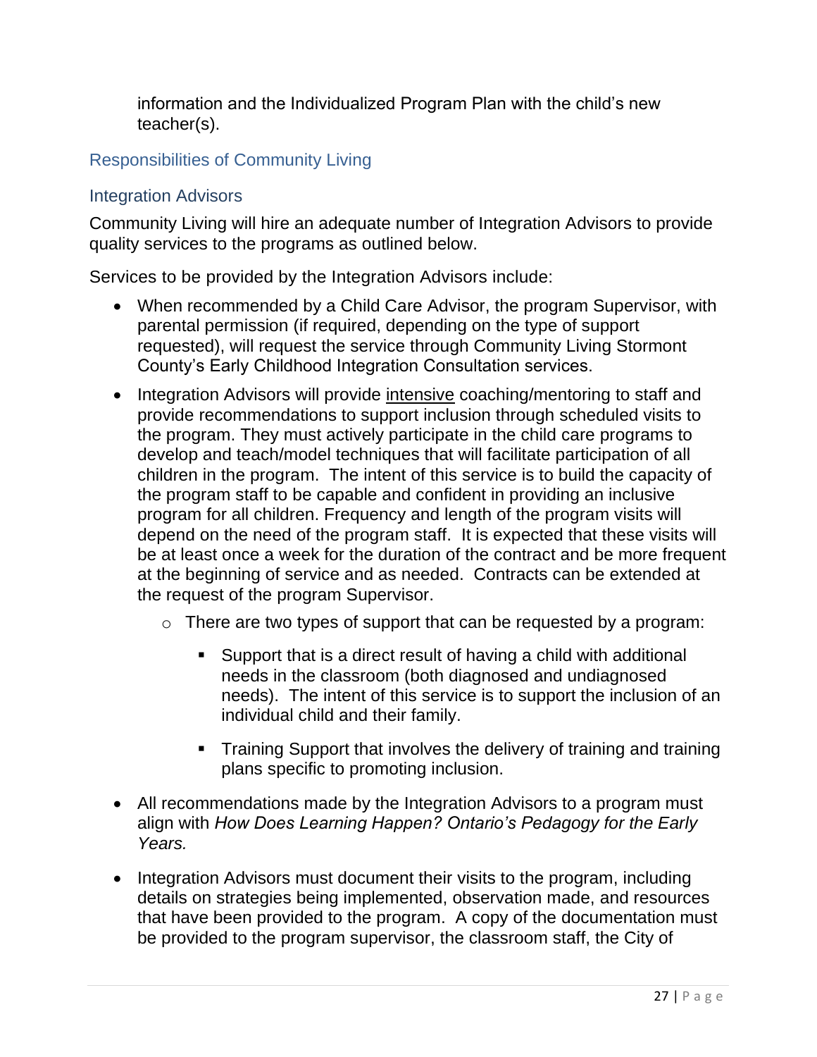information and the Individualized Program Plan with the child's new teacher(s).

## Responsibilities of Community Living

### Integration Advisors

Community Living will hire an adequate number of Integration Advisors to provide quality services to the programs as outlined below.

Services to be provided by the Integration Advisors include:

- When recommended by a Child Care Advisor, the program Supervisor, with parental permission (if required, depending on the type of support requested), will request the service through Community Living Stormont County's Early Childhood Integration Consultation services.
- Integration Advisors will provide <u>intensive</u> coaching/mentoring to staff and provide recommendations to support inclusion through scheduled visits to the program. They must actively participate in the child care programs to develop and teach/model techniques that will facilitate participation of all children in the program. The intent of this service is to build the capacity of the program staff to be capable and confident in providing an inclusive program for all children. Frequency and length of the program visits will depend on the need of the program staff. It is expected that these visits will be at least once a week for the duration of the contract and be more frequent at the beginning of service and as needed. Contracts can be extended at the request of the program Supervisor.
    - There are two types of support that can be requested by a program:
        - Support that is a direct result of having a child with additional needs in the classroom (both diagnosed and undiagnosed needs). The intent of this service is to support the inclusion of an individual child and their family.
        - Training Support that involves the delivery of training and training plans specific to promoting inclusion.
- All recommendations made by the Integration Advisors to a program must align with *How Does Learning Happen? Ontario's Pedagogy for the Early Years.*
- Integration Advisors must document their visits to the program, including details on strategies being implemented, observation made, and resources that have been provided to the program. A copy of the documentation must be provided to the program supervisor, the classroom staff, the City of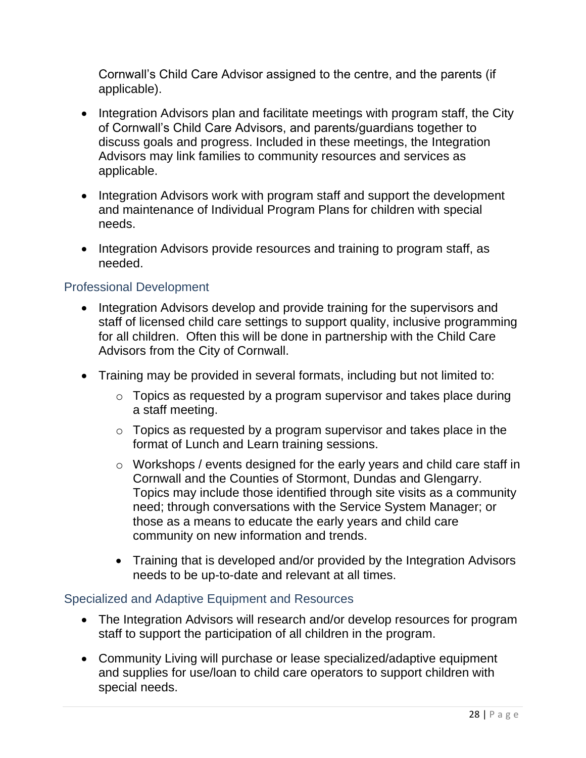Cornwall's Child Care Advisor assigned to the centre, and the parents (if applicable).

- Integration Advisors plan and facilitate meetings with program staff, the City of Cornwall's Child Care Advisors, and parents/guardians together to discuss goals and progress. Included in these meetings, the Integration Advisors may link families to community resources and services as applicable.
- Integration Advisors work with program staff and support the development and maintenance of Individual Program Plans for children with special needs.
- Integration Advisors provide resources and training to program staff, as needed.

### Professional Development

- Integration Advisors develop and provide training for the supervisors and staff of licensed child care settings to support quality, inclusive programming for all children. Often this will be done in partnership with the Child Care Advisors from the City of Cornwall.
- Training may be provided in several formats, including but not limited to:
  - Topics as requested by a program supervisor and takes place during a staff meeting.
  - Topics as requested by a program supervisor and takes place in the format of Lunch and Learn training sessions.
  - Workshops / events designed for the early years and child care staff in Cornwall and the Counties of Stormont, Dundas and Glengarry. Topics may include those identified through site visits as a community need; through conversations with the Service System Manager; or those as a means to educate the early years and child care community on new information and trends.
  - Training that is developed and/or provided by the Integration Advisors needs to be up-to-date and relevant at all times.

### Specialized and Adaptive Equipment and Resources

- The Integration Advisors will research and/or develop resources for program staff to support the participation of all children in the program.
- Community Living will purchase or lease specialized/adaptive equipment and supplies for use/loan to child care operators to support children with special needs.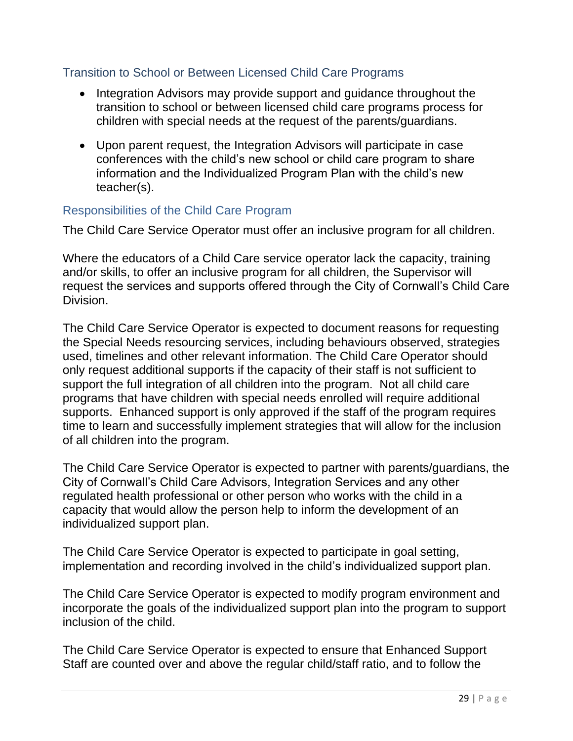### Transition to School or Between Licensed Child Care Programs

- Integration Advisors may provide support and guidance throughout the transition to school or between licensed child care programs process for children with special needs at the request of the parents/guardians.
- Upon parent request, the Integration Advisors will participate in case conferences with the child's new school or child care program to share information and the Individualized Program Plan with the child's new teacher(s).

### Responsibilities of the Child Care Program

The Child Care Service Operator must offer an inclusive program for all children.

Where the educators of a Child Care service operator lack the capacity, training and/or skills, to offer an inclusive program for all children, the Supervisor will request the services and supports offered through the City of Cornwall's Child Care Division.

The Child Care Service Operator is expected to document reasons for requesting the Special Needs resourcing services, including behaviours observed, strategies used, timelines and other relevant information. The Child Care Operator should only request additional supports if the capacity of their staff is not sufficient to support the full integration of all children into the program. Not all child care programs that have children with special needs enrolled will require additional supports. Enhanced support is only approved if the staff of the program requires time to learn and successfully implement strategies that will allow for the inclusion of all children into the program.

The Child Care Service Operator is expected to partner with parents/guardians, the City of Cornwall's Child Care Advisors, Integration Services and any other regulated health professional or other person who works with the child in a capacity that would allow the person help to inform the development of an individualized support plan.

The Child Care Service Operator is expected to participate in goal setting, implementation and recording involved in the child's individualized support plan.

The Child Care Service Operator is expected to modify program environment and incorporate the goals of the individualized support plan into the program to support inclusion of the child.

The Child Care Service Operator is expected to ensure that Enhanced Support Staff are counted over and above the regular child/staff ratio, and to follow the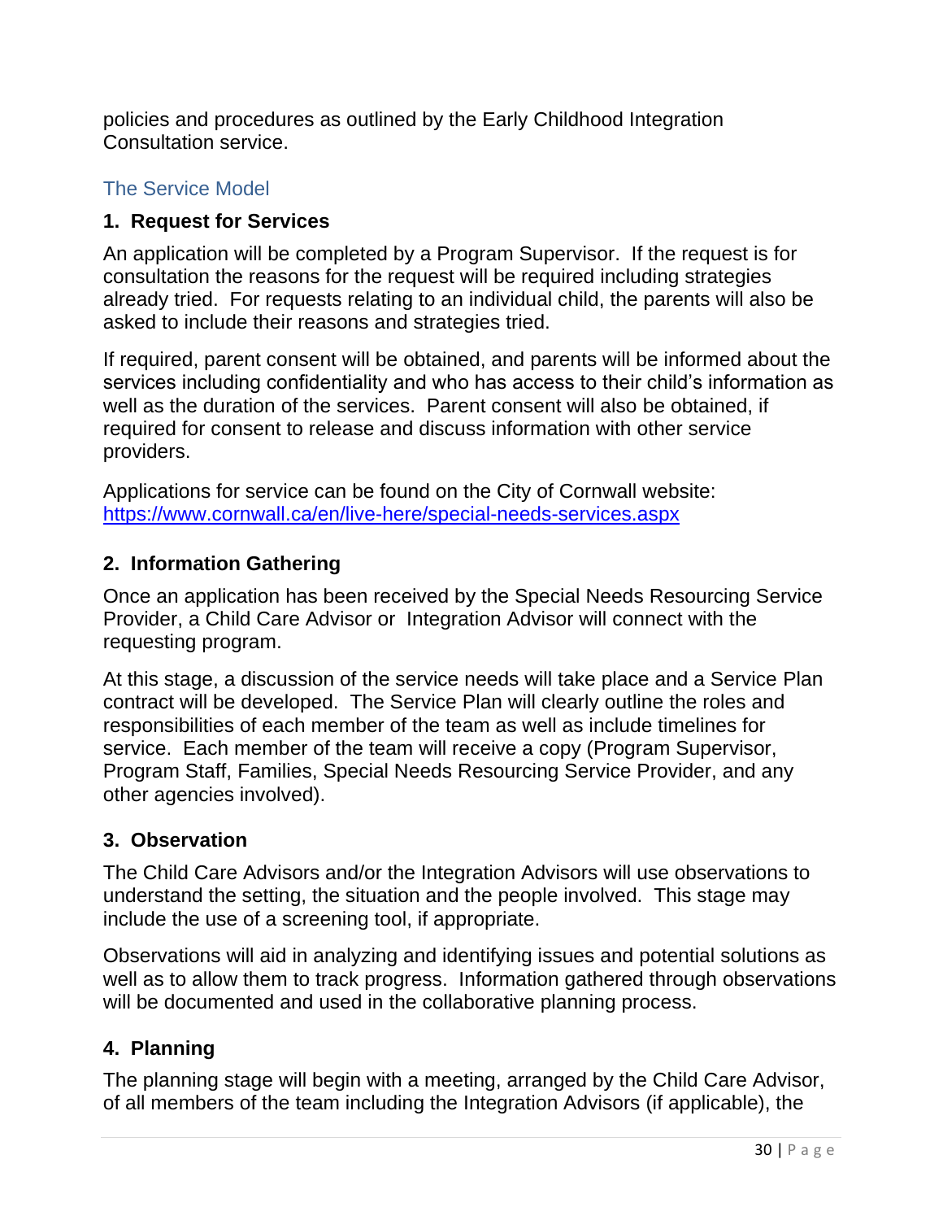policies and procedures as outlined by the Early Childhood Integration Consultation service.

## The Service Model

### 1. Request for Services

An application will be completed by a Program Supervisor. If the request is for consultation the reasons for the request will be required including strategies already tried. For requests relating to an individual child, the parents will also be asked to include their reasons and strategies tried.

If required, parent consent will be obtained, and parents will be informed about the services including confidentiality and who has access to their child's information as well as the duration of the services. Parent consent will also be obtained, if required for consent to release and discuss information with other service providers.

Applications for service can be found on the City of Cornwall website: https://www.cornwall.ca/en/live-here/special-needs-services.aspx

### 2. Information Gathering

Once an application has been received by the Special Needs Resourcing Service Provider, a Child Care Advisor or Integration Advisor will connect with the requesting program.

At this stage, a discussion of the service needs will take place and a Service Plan contract will be developed. The Service Plan will clearly outline the roles and responsibilities of each member of the team as well as include timelines for service. Each member of the team will receive a copy (Program Supervisor, Program Staff, Families, Special Needs Resourcing Service Provider, and any other agencies involved).

### 3. Observation

The Child Care Advisors and/or the Integration Advisors will use observations to understand the setting, the situation and the people involved. This stage may include the use of a screening tool, if appropriate.

Observations will aid in analyzing and identifying issues and potential solutions as well as to allow them to track progress. Information gathered through observations will be documented and used in the collaborative planning process.

### 4. Planning

The planning stage will begin with a meeting, arranged by the Child Care Advisor, of all members of the team including the Integration Advisors (if applicable), the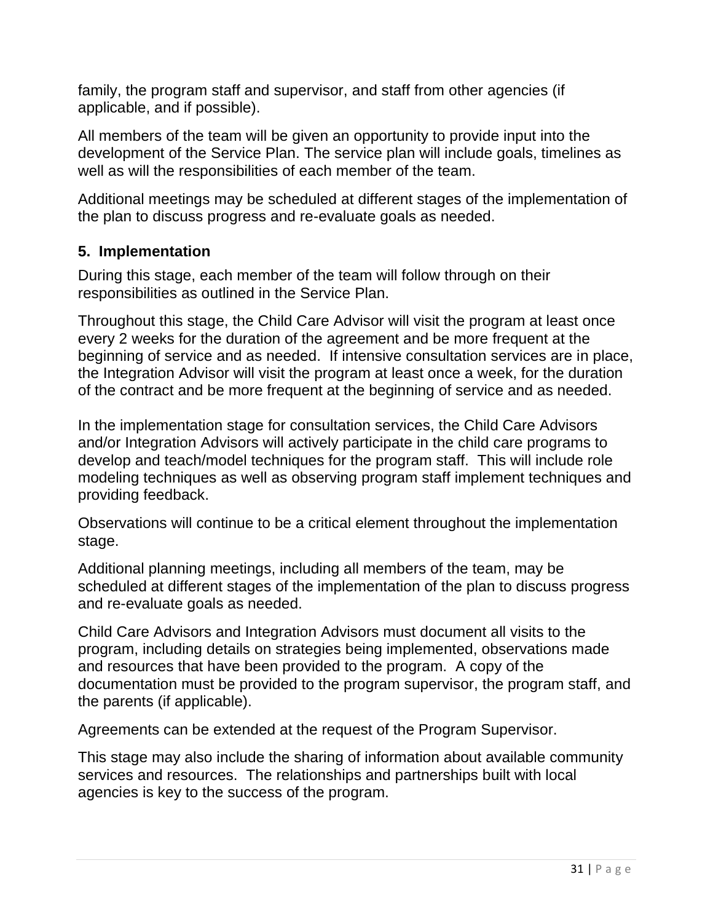family, the program staff and supervisor, and staff from other agencies (if applicable, and if possible).

All members of the team will be given an opportunity to provide input into the development of the Service Plan. The service plan will include goals, timelines as well as will the responsibilities of each member of the team.

Additional meetings may be scheduled at different stages of the implementation of the plan to discuss progress and re-evaluate goals as needed.

### 5. Implementation

During this stage, each member of the team will follow through on their responsibilities as outlined in the Service Plan.

Throughout this stage, the Child Care Advisor will visit the program at least once every 2 weeks for the duration of the agreement and be more frequent at the beginning of service and as needed. If intensive consultation services are in place, the Integration Advisor will visit the program at least once a week, for the duration of the contract and be more frequent at the beginning of service and as needed.

In the implementation stage for consultation services, the Child Care Advisors and/or Integration Advisors will actively participate in the child care programs to develop and teach/model techniques for the program staff. This will include role modeling techniques as well as observing program staff implement techniques and providing feedback.

Observations will continue to be a critical element throughout the implementation stage.

Additional planning meetings, including all members of the team, may be scheduled at different stages of the implementation of the plan to discuss progress and re-evaluate goals as needed.

Child Care Advisors and Integration Advisors must document all visits to the program, including details on strategies being implemented, observations made and resources that have been provided to the program. A copy of the documentation must be provided to the program supervisor, the program staff, and the parents (if applicable).

Agreements can be extended at the request of the Program Supervisor.

This stage may also include the sharing of information about available community services and resources. The relationships and partnerships built with local agencies is key to the success of the program.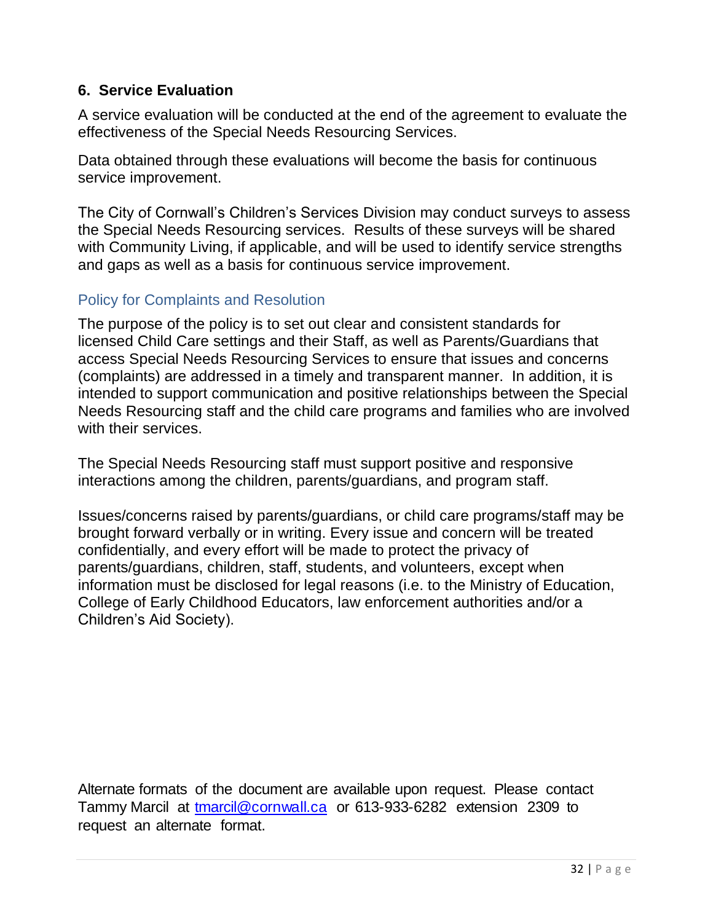## 6. Service Evaluation

A service evaluation will be conducted at the end of the agreement to evaluate the effectiveness of the Special Needs Resourcing Services.

Data obtained through these evaluations will become the basis for continuous service improvement.

The City of Cornwall's Children's Services Division may conduct surveys to assess the Special Needs Resourcing services. Results of these surveys will be shared with Community Living, if applicable, and will be used to identify service strengths and gaps as well as a basis for continuous service improvement.

### Policy for Complaints and Resolution

The purpose of the policy is to set out clear and consistent standards for licensed Child Care settings and their Staff, as well as Parents/Guardians that access Special Needs Resourcing Services to ensure that issues and concerns (complaints) are addressed in a timely and transparent manner. In addition, it is intended to support communication and positive relationships between the Special Needs Resourcing staff and the child care programs and families who are involved with their services.

The Special Needs Resourcing staff must support positive and responsive interactions among the children, parents/guardians, and program staff.

Issues/concerns raised by parents/guardians, or child care programs/staff may be brought forward verbally or in writing. Every issue and concern will be treated confidentially, and every effort will be made to protect the privacy of parents/guardians, children, staff, students, and volunteers, except when information must be disclosed for legal reasons (i.e. to the Ministry of Education, College of Early Childhood Educators, law enforcement authorities and/or a Children's Aid Society).

Alternate formats of the document are available upon request. Please contact Tammy Marcil at tmarcil@cornwall.ca or 613-933-6282 extension 2309 to request an alternate format.